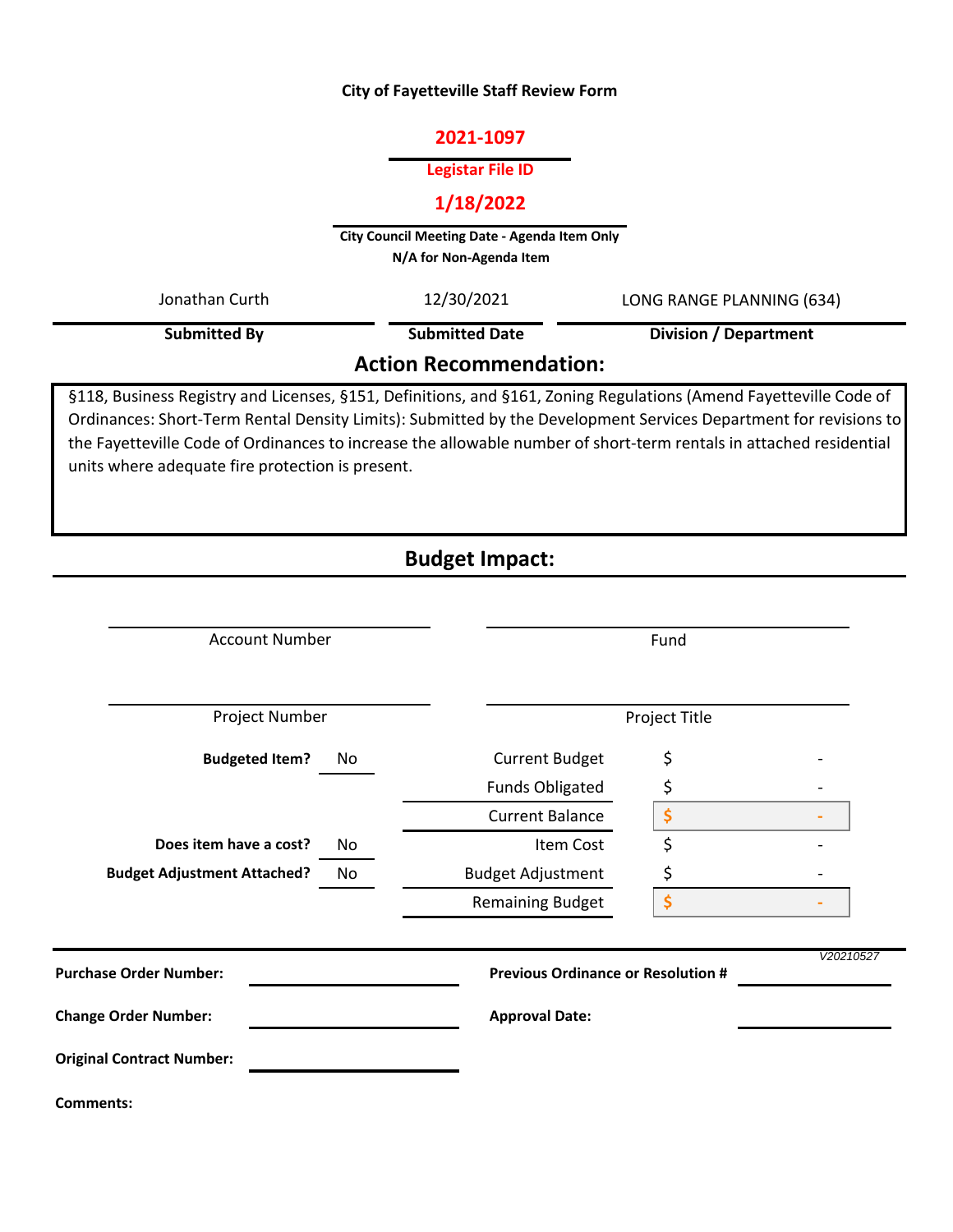# City of Fayetteville Staff Review Form

**2021-1097**

**Legistar File ID**

**1/18/2022**

**City Council Meeting Date - Agenda Item Only**
**N/A for Non-Agenda Item**

| Submitted By | Submitted Date | Division / Department |
|---|---|---|
| Jonathan Curth | 12/30/2021 | LONG RANGE PLANNING (634) |

## Action Recommendation:

§118, Business Registry and Licenses, §151, Definitions, and §161, Zoning Regulations (Amend Fayetteville Code of Ordinances: Short-Term Rental Density Limits): Submitted by the Development Services Department for revisions to the Fayetteville Code of Ordinances to increase the allowable number of short-term rentals in attached residential units where adequate fire protection is present.

## Budget Impact:

| Account Number | Fund |
|---|---|
| | |

| Project Number | Project Title |
|---|---|
| | |

| | | | |
|---|---|---|---|
| **Budgeted Item?** | No | Current Budget | $ - |
| | | Funds Obligated | $ - |
| | | Current Balance | $ - |
| **Does item have a cost?** | No | Item Cost | $ - |
| **Budget Adjustment Attached?** | No | Budget Adjustment | $ - |
| | | Remaining Budget | $ - |

*V20210527*

**Purchase Order Number:**

**Previous Ordinance or Resolution #**

**Change Order Number:**

**Approval Date:**

**Original Contract Number:**

**Comments:**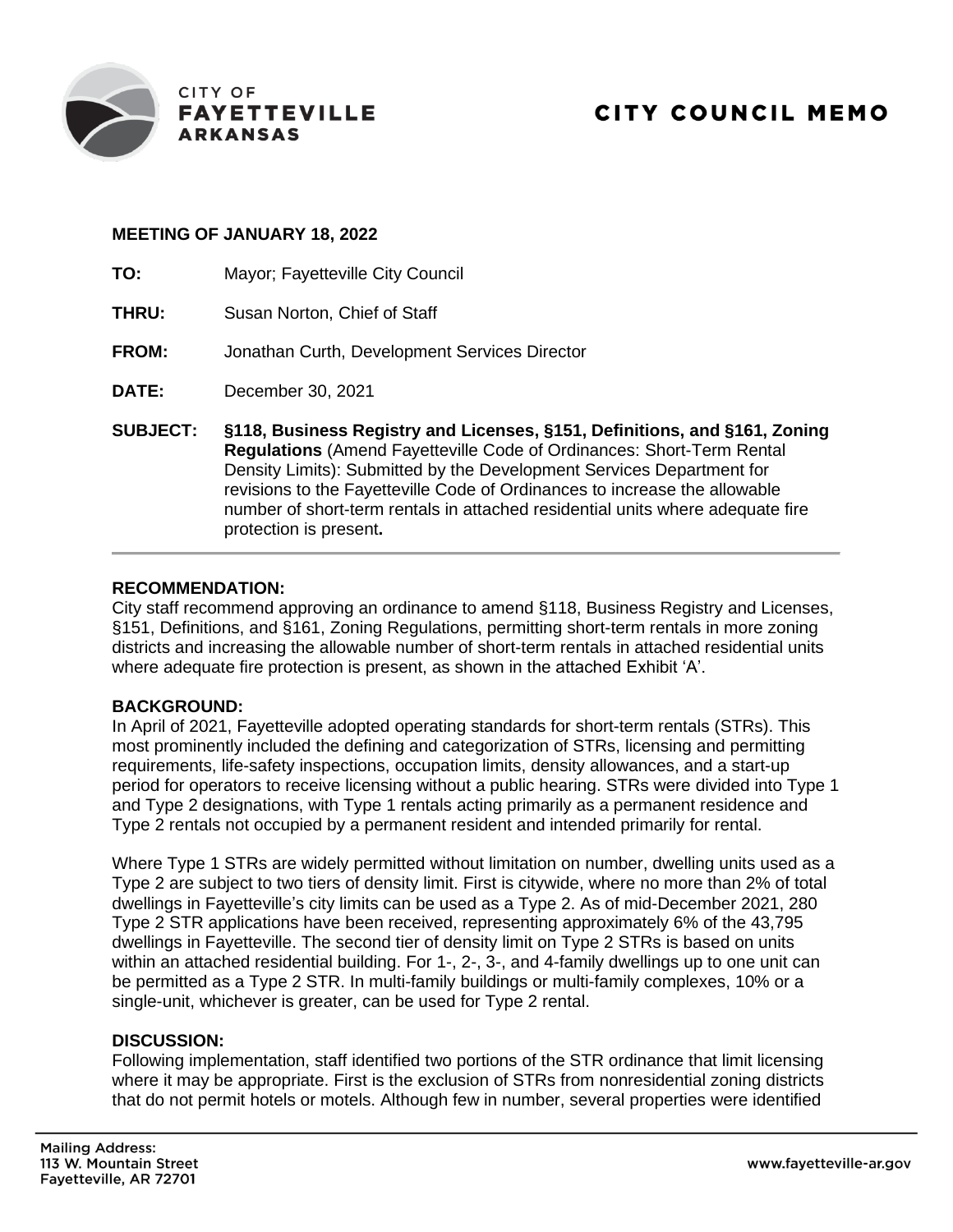# CITY COUNCIL MEMO

**MEETING OF JANUARY 18, 2022**

**TO:** Mayor; Fayetteville City Council

**THRU:** Susan Norton, Chief of Staff

**FROM:** Jonathan Curth, Development Services Director

**DATE:** December 30, 2021

**SUBJECT:** **§118, Business Registry and Licenses, §151, Definitions, and §161, Zoning Regulations** (Amend Fayetteville Code of Ordinances: Short-Term Rental Density Limits): Submitted by the Development Services Department for revisions to the Fayetteville Code of Ordinances to increase the allowable number of short-term rentals in attached residential units where adequate fire protection is present**.**

**RECOMMENDATION:**
City staff recommend approving an ordinance to amend §118, Business Registry and Licenses, §151, Definitions, and §161, Zoning Regulations, permitting short-term rentals in more zoning districts and increasing the allowable number of short-term rentals in attached residential units where adequate fire protection is present, as shown in the attached Exhibit 'A'.

**BACKGROUND:**
In April of 2021, Fayetteville adopted operating standards for short-term rentals (STRs). This most prominently included the defining and categorization of STRs, licensing and permitting requirements, life-safety inspections, occupation limits, density allowances, and a start-up period for operators to receive licensing without a public hearing. STRs were divided into Type 1 and Type 2 designations, with Type 1 rentals acting primarily as a permanent residence and Type 2 rentals not occupied by a permanent resident and intended primarily for rental.

Where Type 1 STRs are widely permitted without limitation on number, dwelling units used as a Type 2 are subject to two tiers of density limit. First is citywide, where no more than 2% of total dwellings in Fayetteville's city limits can be used as a Type 2. As of mid-December 2021, 280 Type 2 STR applications have been received, representing approximately 6% of the 43,795 dwellings in Fayetteville. The second tier of density limit on Type 2 STRs is based on units within an attached residential building. For 1-, 2-, 3-, and 4-family dwellings up to one unit can be permitted as a Type 2 STR. In multi-family buildings or multi-family complexes, 10% or a single-unit, whichever is greater, can be used for Type 2 rental.

**DISCUSSION:**
Following implementation, staff identified two portions of the STR ordinance that limit licensing where it may be appropriate. First is the exclusion of STRs from nonresidential zoning districts that do not permit hotels or motels. Although few in number, several properties were identified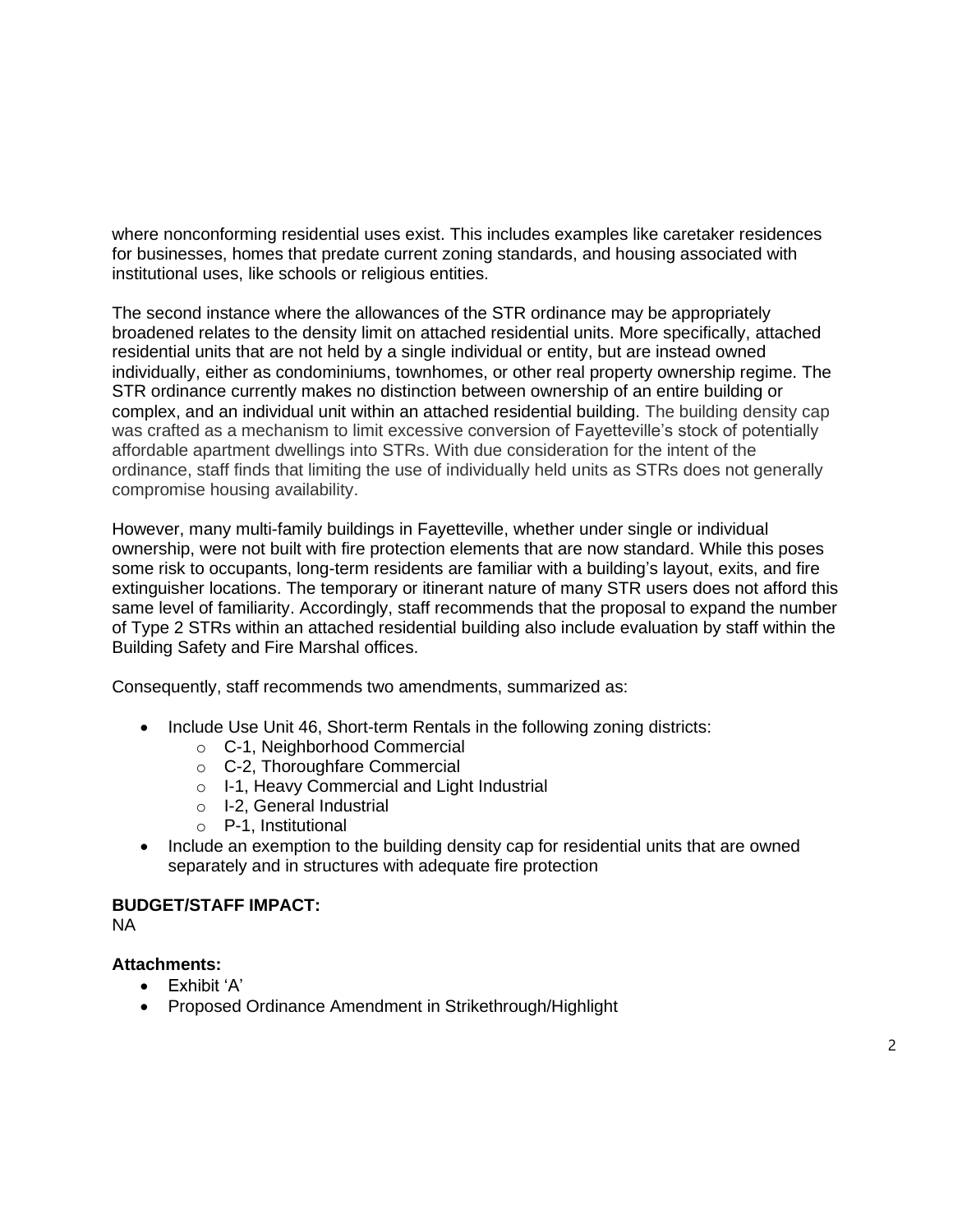where nonconforming residential uses exist. This includes examples like caretaker residences for businesses, homes that predate current zoning standards, and housing associated with institutional uses, like schools or religious entities.

The second instance where the allowances of the STR ordinance may be appropriately broadened relates to the density limit on attached residential units. More specifically, attached residential units that are not held by a single individual or entity, but are instead owned individually, either as condominiums, townhomes, or other real property ownership regime. The STR ordinance currently makes no distinction between ownership of an entire building or complex, and an individual unit within an attached residential building. The building density cap was crafted as a mechanism to limit excessive conversion of Fayetteville's stock of potentially affordable apartment dwellings into STRs. With due consideration for the intent of the ordinance, staff finds that limiting the use of individually held units as STRs does not generally compromise housing availability.

However, many multi-family buildings in Fayetteville, whether under single or individual ownership, were not built with fire protection elements that are now standard. While this poses some risk to occupants, long-term residents are familiar with a building's layout, exits, and fire extinguisher locations. The temporary or itinerant nature of many STR users does not afford this same level of familiarity. Accordingly, staff recommends that the proposal to expand the number of Type 2 STRs within an attached residential building also include evaluation by staff within the Building Safety and Fire Marshal offices.

Consequently, staff recommends two amendments, summarized as:

- Include Use Unit 46, Short-term Rentals in the following zoning districts:
  - C-1, Neighborhood Commercial
  - C-2, Thoroughfare Commercial
  - I-1, Heavy Commercial and Light Industrial
  - I-2, General Industrial
  - P-1, Institutional
- Include an exemption to the building density cap for residential units that are owned separately and in structures with adequate fire protection

**BUDGET/STAFF IMPACT:**

NA

**Attachments:**

- Exhibit 'A'
- Proposed Ordinance Amendment in Strikethrough/Highlight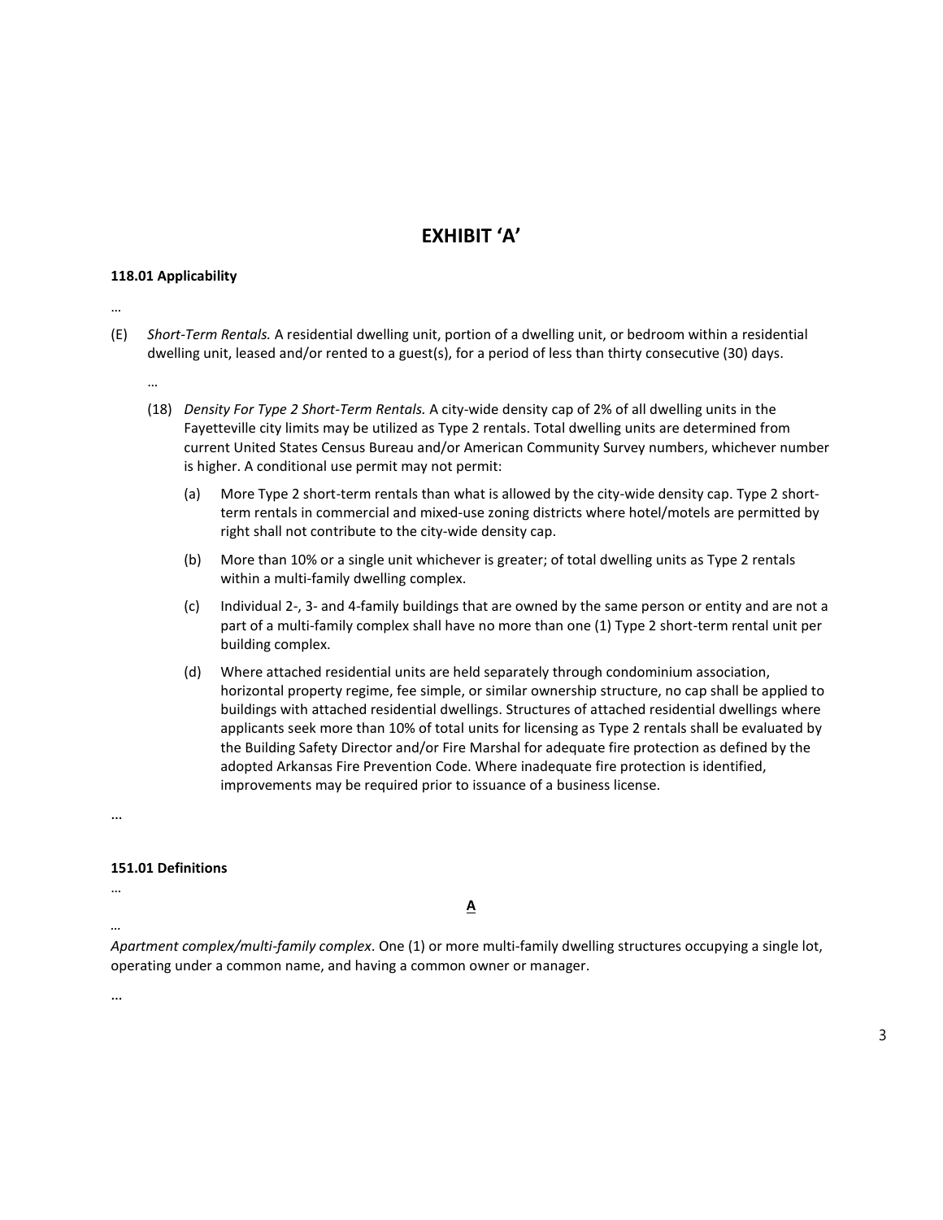# EXHIBIT 'A'

**118.01 Applicability**

…

(E) *Short-Term Rentals.* A residential dwelling unit, portion of a dwelling unit, or bedroom within a residential dwelling unit, leased and/or rented to a guest(s), for a period of less than thirty consecutive (30) days.

…

(18) *Density For Type 2 Short-Term Rentals.* A city-wide density cap of 2% of all dwelling units in the Fayetteville city limits may be utilized as Type 2 rentals. Total dwelling units are determined from current United States Census Bureau and/or American Community Survey numbers, whichever number is higher. A conditional use permit may not permit:

(a) More Type 2 short-term rentals than what is allowed by the city-wide density cap. Type 2 short-term rentals in commercial and mixed-use zoning districts where hotel/motels are permitted by right shall not contribute to the city-wide density cap.

(b) More than 10% or a single unit whichever is greater; of total dwelling units as Type 2 rentals within a multi-family dwelling complex.

(c) Individual 2-, 3- and 4-family buildings that are owned by the same person or entity and are not a part of a multi-family complex shall have no more than one (1) Type 2 short-term rental unit per building complex.

(d) Where attached residential units are held separately through condominium association, horizontal property regime, fee simple, or similar ownership structure, no cap shall be applied to buildings with attached residential dwellings. Structures of attached residential dwellings where applicants seek more than 10% of total units for licensing as Type 2 rentals shall be evaluated by the Building Safety Director and/or Fire Marshal for adequate fire protection as defined by the adopted Arkansas Fire Prevention Code. Where inadequate fire protection is identified, improvements may be required prior to issuance of a business license.

...

**151.01 Definitions**

…

**<u>A</u>**

…

*Apartment complex/multi-family complex*. One (1) or more multi-family dwelling structures occupying a single lot, operating under a common name, and having a common owner or manager.

...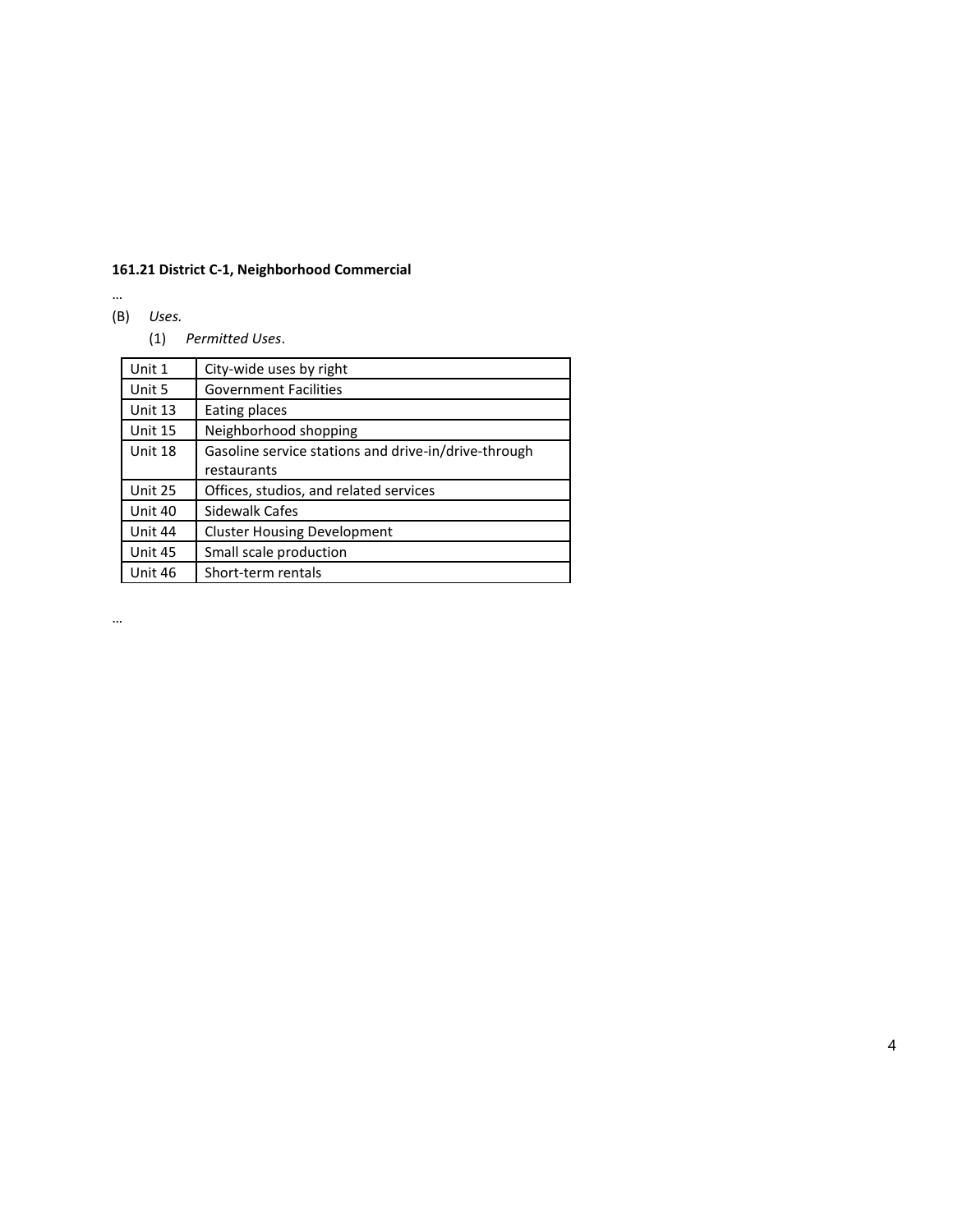**161.21 District C-1, Neighborhood Commercial**

…

(B) *Uses.*

(1) *Permitted Uses*.

| | |
|---|---|
| Unit 1 | City-wide uses by right |
| Unit 5 | Government Facilities |
| Unit 13 | Eating places |
| Unit 15 | Neighborhood shopping |
| Unit 18 | Gasoline service stations and drive-in/drive-through restaurants |
| Unit 25 | Offices, studios, and related services |
| Unit 40 | Sidewalk Cafes |
| Unit 44 | Cluster Housing Development |
| Unit 45 | Small scale production |
| Unit 46 | Short-term rentals |

…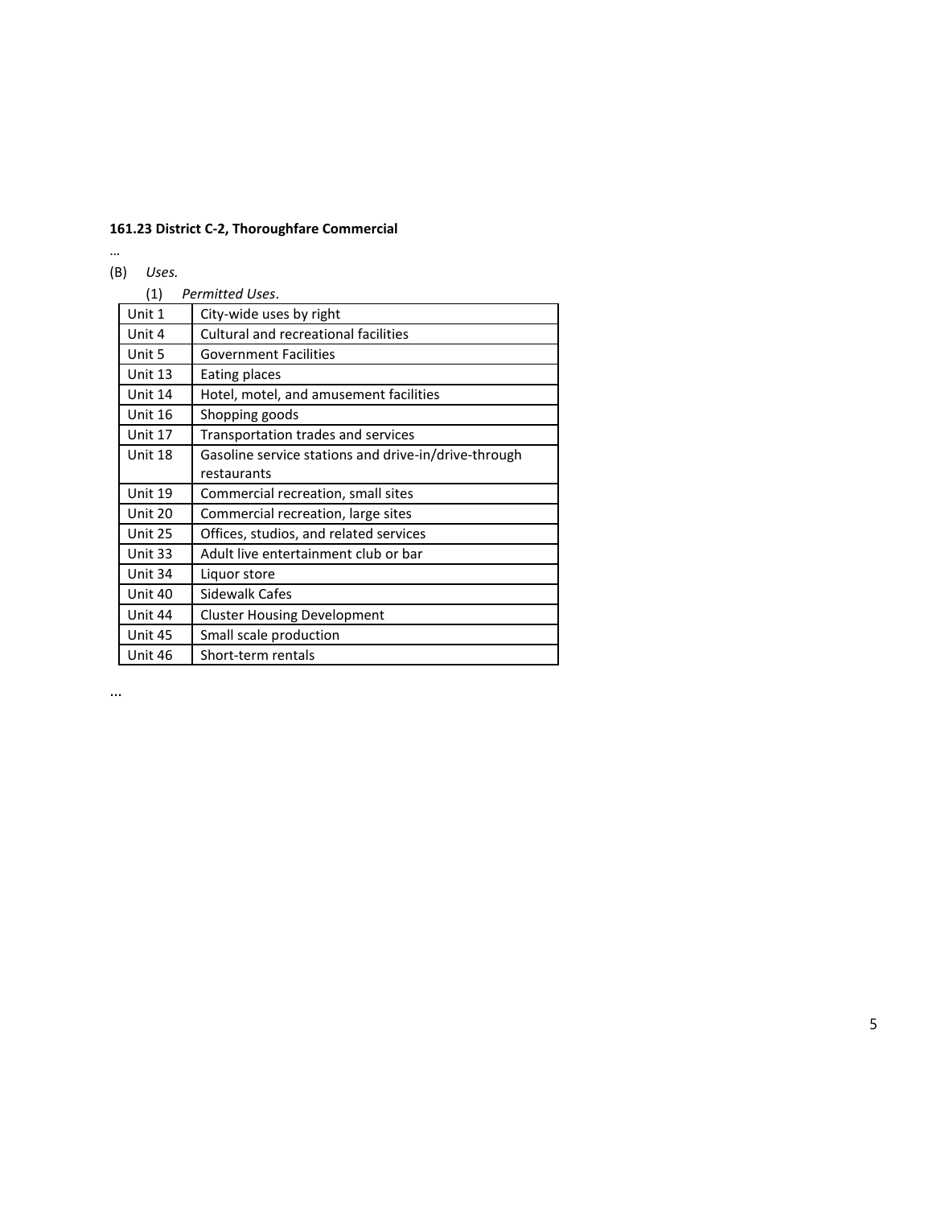**161.23 District C-2, Thoroughfare Commercial**

…

(B) *Uses.*

(1) *Permitted Uses*.

| | |
|---|---|
| Unit 1 | City-wide uses by right |
| Unit 4 | Cultural and recreational facilities |
| Unit 5 | Government Facilities |
| Unit 13 | Eating places |
| Unit 14 | Hotel, motel, and amusement facilities |
| Unit 16 | Shopping goods |
| Unit 17 | Transportation trades and services |
| Unit 18 | Gasoline service stations and drive-in/drive-through restaurants |
| Unit 19 | Commercial recreation, small sites |
| Unit 20 | Commercial recreation, large sites |
| Unit 25 | Offices, studios, and related services |
| Unit 33 | Adult live entertainment club or bar |
| Unit 34 | Liquor store |
| Unit 40 | Sidewalk Cafes |
| Unit 44 | Cluster Housing Development |
| Unit 45 | Small scale production |
| Unit 46 | Short-term rentals |

...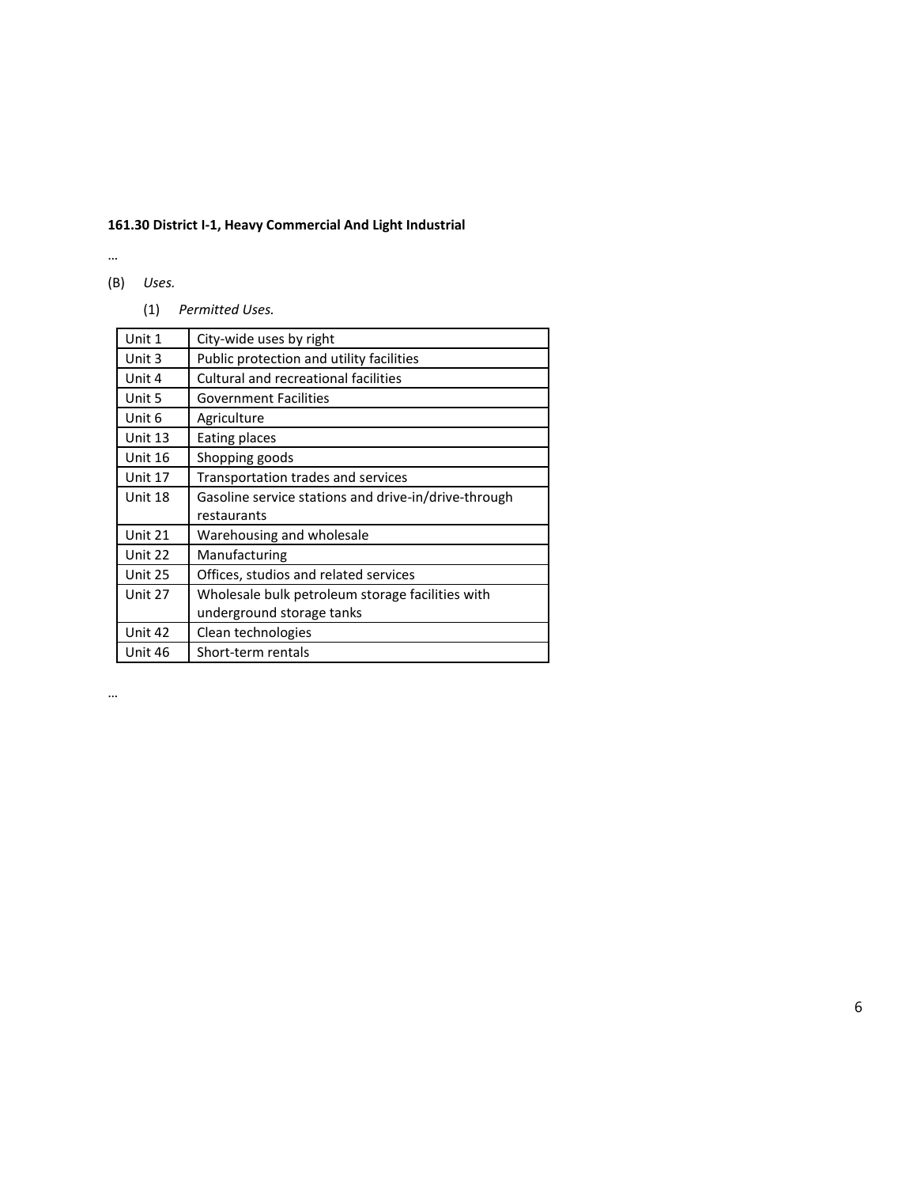**161.30 District I-1, Heavy Commercial And Light Industrial**

…

(B) *Uses.*

(1) *Permitted Uses.*

| | |
|---|---|
| Unit 1 | City-wide uses by right |
| Unit 3 | Public protection and utility facilities |
| Unit 4 | Cultural and recreational facilities |
| Unit 5 | Government Facilities |
| Unit 6 | Agriculture |
| Unit 13 | Eating places |
| Unit 16 | Shopping goods |
| Unit 17 | Transportation trades and services |
| Unit 18 | Gasoline service stations and drive-in/drive-through restaurants |
| Unit 21 | Warehousing and wholesale |
| Unit 22 | Manufacturing |
| Unit 25 | Offices, studios and related services |
| Unit 27 | Wholesale bulk petroleum storage facilities with underground storage tanks |
| Unit 42 | Clean technologies |
| Unit 46 | Short-term rentals |

…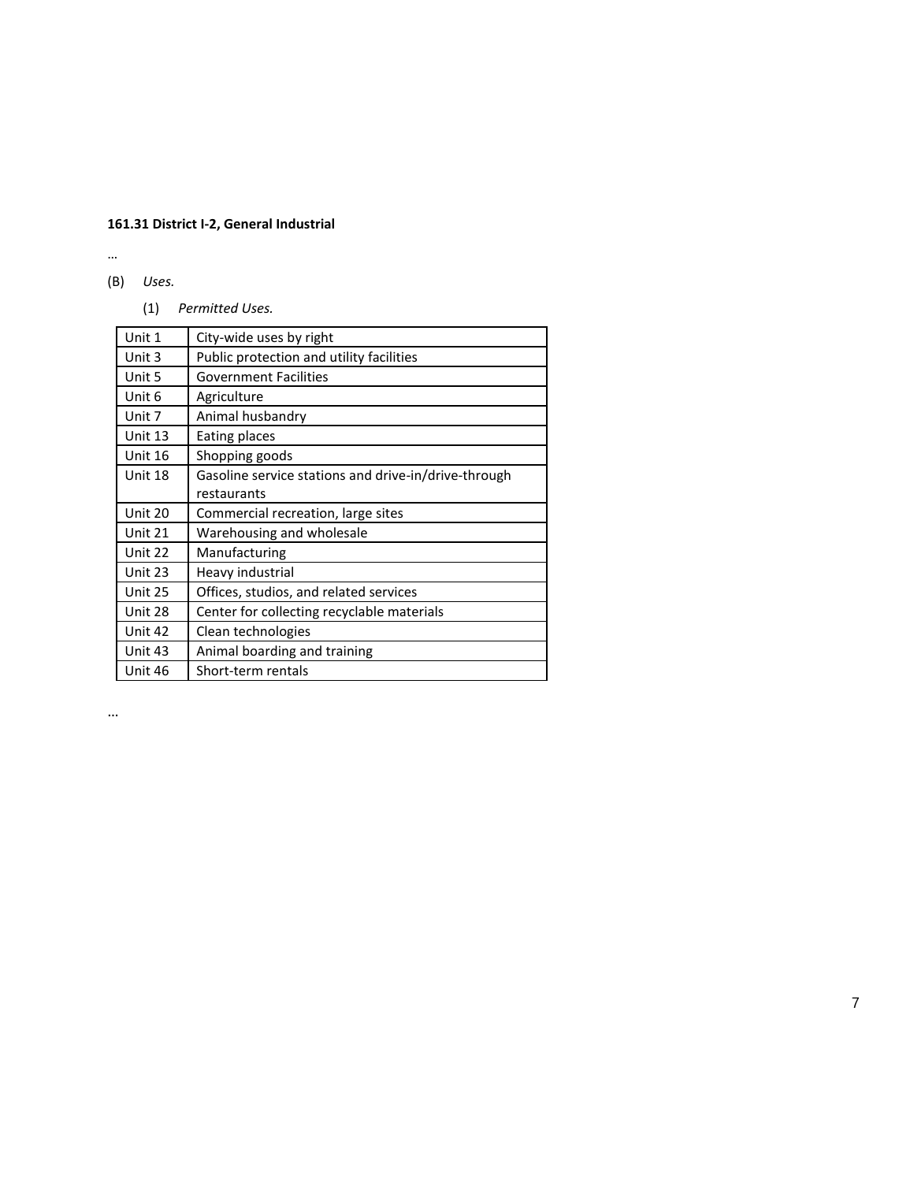**161.31 District I-2, General Industrial**

…

(B) *Uses.*

(1) *Permitted Uses.*

| | |
|---|---|
| Unit 1 | City-wide uses by right |
| Unit 3 | Public protection and utility facilities |
| Unit 5 | Government Facilities |
| Unit 6 | Agriculture |
| Unit 7 | Animal husbandry |
| Unit 13 | Eating places |
| Unit 16 | Shopping goods |
| Unit 18 | Gasoline service stations and drive-in/drive-through restaurants |
| Unit 20 | Commercial recreation, large sites |
| Unit 21 | Warehousing and wholesale |
| Unit 22 | Manufacturing |
| Unit 23 | Heavy industrial |
| Unit 25 | Offices, studios, and related services |
| Unit 28 | Center for collecting recyclable materials |
| Unit 42 | Clean technologies |
| Unit 43 | Animal boarding and training |
| Unit 46 | Short-term rentals |

…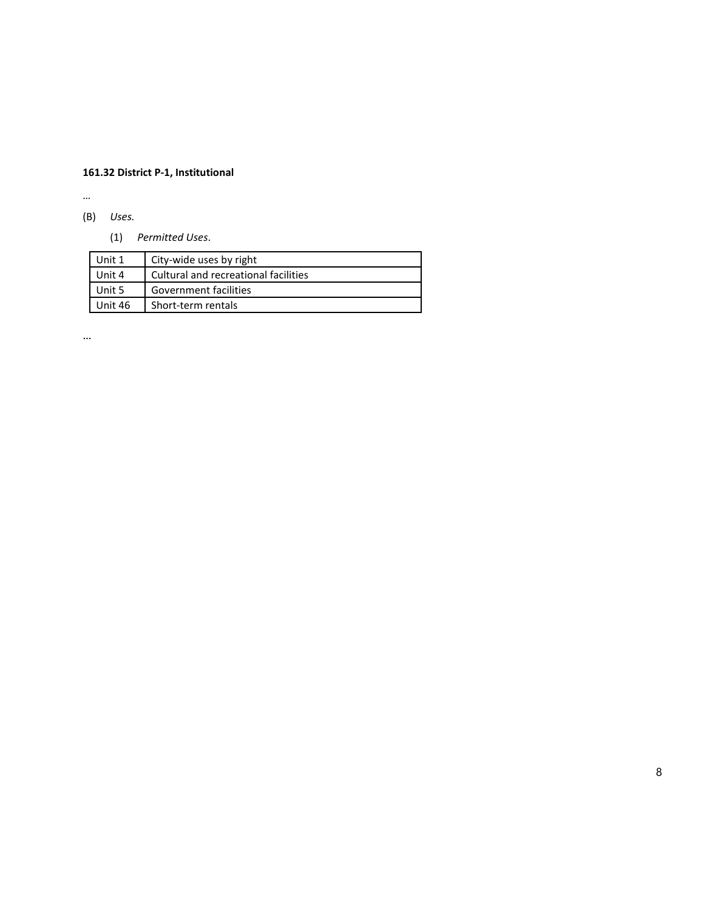**161.32 District P-1, Institutional**

…

(B) *Uses.*

(1) *Permitted Uses*.

| | |
|---|---|
| Unit 1 | City-wide uses by right |
| Unit 4 | Cultural and recreational facilities |
| Unit 5 | Government facilities |
| Unit 46 | Short-term rentals |

…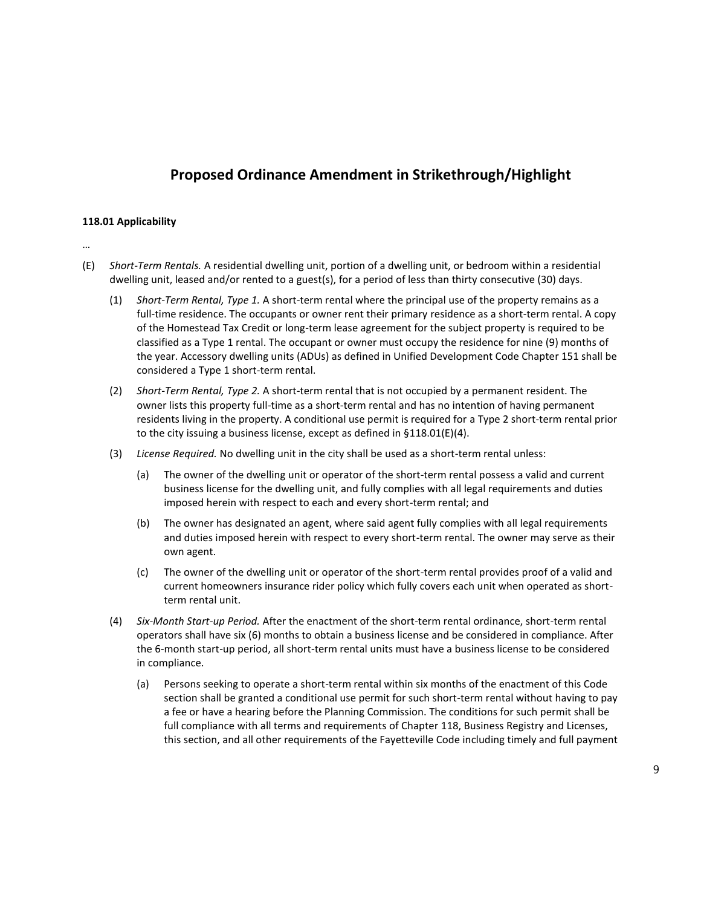## Proposed Ordinance Amendment in Strikethrough/Highlight

**118.01 Applicability**

…

(E) *Short-Term Rentals.* A residential dwelling unit, portion of a dwelling unit, or bedroom within a residential dwelling unit, leased and/or rented to a guest(s), for a period of less than thirty consecutive (30) days.

(1) *Short-Term Rental, Type 1.* A short-term rental where the principal use of the property remains as a full-time residence. The occupants or owner rent their primary residence as a short-term rental. A copy of the Homestead Tax Credit or long-term lease agreement for the subject property is required to be classified as a Type 1 rental. The occupant or owner must occupy the residence for nine (9) months of the year. Accessory dwelling units (ADUs) as defined in Unified Development Code Chapter 151 shall be considered a Type 1 short-term rental.

(2) *Short-Term Rental, Type 2.* A short-term rental that is not occupied by a permanent resident. The owner lists this property full-time as a short-term rental and has no intention of having permanent residents living in the property. A conditional use permit is required for a Type 2 short-term rental prior to the city issuing a business license, except as defined in §118.01(E)(4).

(3) *License Required.* No dwelling unit in the city shall be used as a short-term rental unless:

(a) The owner of the dwelling unit or operator of the short-term rental possess a valid and current business license for the dwelling unit, and fully complies with all legal requirements and duties imposed herein with respect to each and every short-term rental; and

(b) The owner has designated an agent, where said agent fully complies with all legal requirements and duties imposed herein with respect to every short-term rental. The owner may serve as their own agent.

(c) The owner of the dwelling unit or operator of the short-term rental provides proof of a valid and current homeowners insurance rider policy which fully covers each unit when operated as short-term rental unit.

(4) *Six-Month Start-up Period.* After the enactment of the short-term rental ordinance, short-term rental operators shall have six (6) months to obtain a business license and be considered in compliance. After the 6-month start-up period, all short-term rental units must have a business license to be considered in compliance.

(a) Persons seeking to operate a short-term rental within six months of the enactment of this Code section shall be granted a conditional use permit for such short-term rental without having to pay a fee or have a hearing before the Planning Commission. The conditions for such permit shall be full compliance with all terms and requirements of Chapter 118, Business Registry and Licenses, this section, and all other requirements of the Fayetteville Code including timely and full payment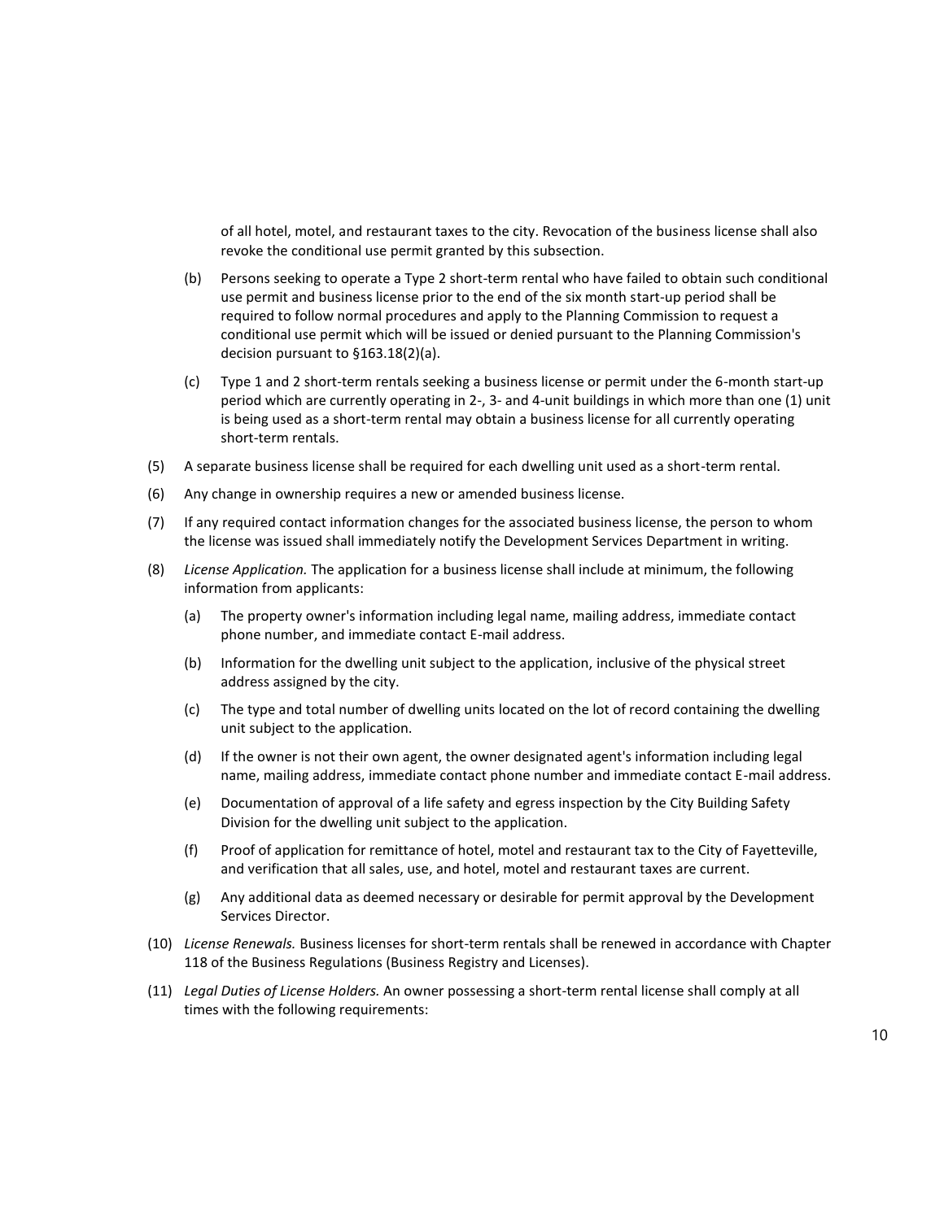of all hotel, motel, and restaurant taxes to the city. Revocation of the business license shall also revoke the conditional use permit granted by this subsection.

(b) Persons seeking to operate a Type 2 short-term rental who have failed to obtain such conditional use permit and business license prior to the end of the six month start-up period shall be required to follow normal procedures and apply to the Planning Commission to request a conditional use permit which will be issued or denied pursuant to the Planning Commission's decision pursuant to §163.18(2)(a).

(c) Type 1 and 2 short-term rentals seeking a business license or permit under the 6-month start-up period which are currently operating in 2-, 3- and 4-unit buildings in which more than one (1) unit is being used as a short-term rental may obtain a business license for all currently operating short-term rentals.

(5) A separate business license shall be required for each dwelling unit used as a short-term rental.

(6) Any change in ownership requires a new or amended business license.

(7) If any required contact information changes for the associated business license, the person to whom the license was issued shall immediately notify the Development Services Department in writing.

(8) *License Application.* The application for a business license shall include at minimum, the following information from applicants:

(a) The property owner's information including legal name, mailing address, immediate contact phone number, and immediate contact E-mail address.

(b) Information for the dwelling unit subject to the application, inclusive of the physical street address assigned by the city.

(c) The type and total number of dwelling units located on the lot of record containing the dwelling unit subject to the application.

(d) If the owner is not their own agent, the owner designated agent's information including legal name, mailing address, immediate contact phone number and immediate contact E-mail address.

(e) Documentation of approval of a life safety and egress inspection by the City Building Safety Division for the dwelling unit subject to the application.

(f) Proof of application for remittance of hotel, motel and restaurant tax to the City of Fayetteville, and verification that all sales, use, and hotel, motel and restaurant taxes are current.

(g) Any additional data as deemed necessary or desirable for permit approval by the Development Services Director.

(10) *License Renewals.* Business licenses for short-term rentals shall be renewed in accordance with Chapter 118 of the Business Regulations (Business Registry and Licenses).

(11) *Legal Duties of License Holders.* An owner possessing a short-term rental license shall comply at all times with the following requirements: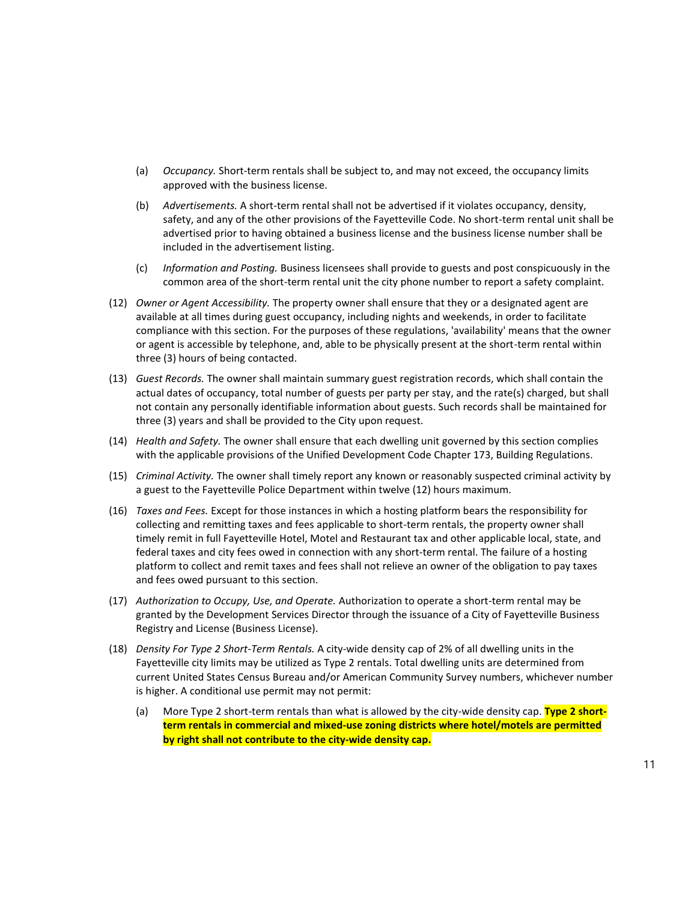(a) *Occupancy.* Short-term rentals shall be subject to, and may not exceed, the occupancy limits approved with the business license.

(b) *Advertisements.* A short-term rental shall not be advertised if it violates occupancy, density, safety, and any of the other provisions of the Fayetteville Code. No short-term rental unit shall be advertised prior to having obtained a business license and the business license number shall be included in the advertisement listing.

(c) *Information and Posting.* Business licensees shall provide to guests and post conspicuously in the common area of the short-term rental unit the city phone number to report a safety complaint.

(12) *Owner or Agent Accessibility.* The property owner shall ensure that they or a designated agent are available at all times during guest occupancy, including nights and weekends, in order to facilitate compliance with this section. For the purposes of these regulations, 'availability' means that the owner or agent is accessible by telephone, and, able to be physically present at the short-term rental within three (3) hours of being contacted.

(13) *Guest Records.* The owner shall maintain summary guest registration records, which shall contain the actual dates of occupancy, total number of guests per party per stay, and the rate(s) charged, but shall not contain any personally identifiable information about guests. Such records shall be maintained for three (3) years and shall be provided to the City upon request.

(14) *Health and Safety.* The owner shall ensure that each dwelling unit governed by this section complies with the applicable provisions of the Unified Development Code Chapter 173, Building Regulations.

(15) *Criminal Activity.* The owner shall timely report any known or reasonably suspected criminal activity by a guest to the Fayetteville Police Department within twelve (12) hours maximum.

(16) *Taxes and Fees.* Except for those instances in which a hosting platform bears the responsibility for collecting and remitting taxes and fees applicable to short-term rentals, the property owner shall timely remit in full Fayetteville Hotel, Motel and Restaurant tax and other applicable local, state, and federal taxes and city fees owed in connection with any short-term rental. The failure of a hosting platform to collect and remit taxes and fees shall not relieve an owner of the obligation to pay taxes and fees owed pursuant to this section.

(17) *Authorization to Occupy, Use, and Operate.* Authorization to operate a short-term rental may be granted by the Development Services Director through the issuance of a City of Fayetteville Business Registry and License (Business License).

(18) *Density For Type 2 Short-Term Rentals.* A city-wide density cap of 2% of all dwelling units in the Fayetteville city limits may be utilized as Type 2 rentals. Total dwelling units are determined from current United States Census Bureau and/or American Community Survey numbers, whichever number is higher. A conditional use permit may not permit:

(a) More Type 2 short-term rentals than what is allowed by the city-wide density cap. **Type 2 short-term rentals in commercial and mixed-use zoning districts where hotel/motels are permitted by right shall not contribute to the city-wide density cap.**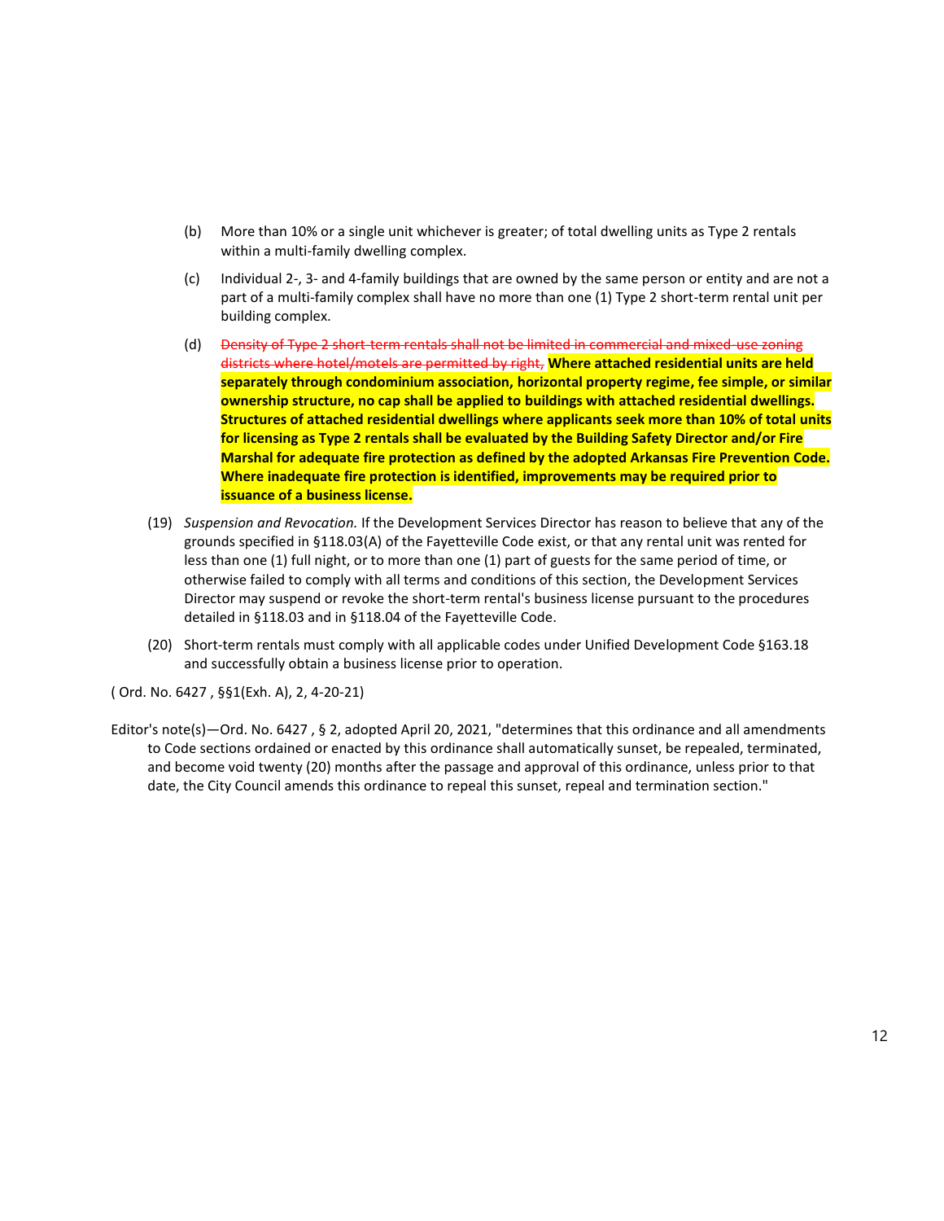(b) More than 10% or a single unit whichever is greater; of total dwelling units as Type 2 rentals within a multi-family dwelling complex.

(c) Individual 2-, 3- and 4-family buildings that are owned by the same person or entity and are not a part of a multi-family complex shall have no more than one (1) Type 2 short-term rental unit per building complex.

(d) ~~Density of Type 2 short-term rentals shall not be limited in commercial and mixed-use zoning districts where hotel/motels are permitted by right,~~ **Where attached residential units are held separately through condominium association, horizontal property regime, fee simple, or similar ownership structure, no cap shall be applied to buildings with attached residential dwellings. Structures of attached residential dwellings where applicants seek more than 10% of total units for licensing as Type 2 rentals shall be evaluated by the Building Safety Director and/or Fire Marshal for adequate fire protection as defined by the adopted Arkansas Fire Prevention Code. Where inadequate fire protection is identified, improvements may be required prior to issuance of a business license.**

(19) *Suspension and Revocation.* If the Development Services Director has reason to believe that any of the grounds specified in §118.03(A) of the Fayetteville Code exist, or that any rental unit was rented for less than one (1) full night, or to more than one (1) part of guests for the same period of time, or otherwise failed to comply with all terms and conditions of this section, the Development Services Director may suspend or revoke the short-term rental's business license pursuant to the procedures detailed in §118.03 and in §118.04 of the Fayetteville Code.

(20) Short-term rentals must comply with all applicable codes under Unified Development Code §163.18 and successfully obtain a business license prior to operation.

( Ord. No. 6427 , §§1(Exh. A), 2, 4-20-21)

Editor's note(s)—Ord. No. 6427 , § 2, adopted April 20, 2021, "determines that this ordinance and all amendments to Code sections ordained or enacted by this ordinance shall automatically sunset, be repealed, terminated, and become void twenty (20) months after the passage and approval of this ordinance, unless prior to that date, the City Council amends this ordinance to repeal this sunset, repeal and termination section."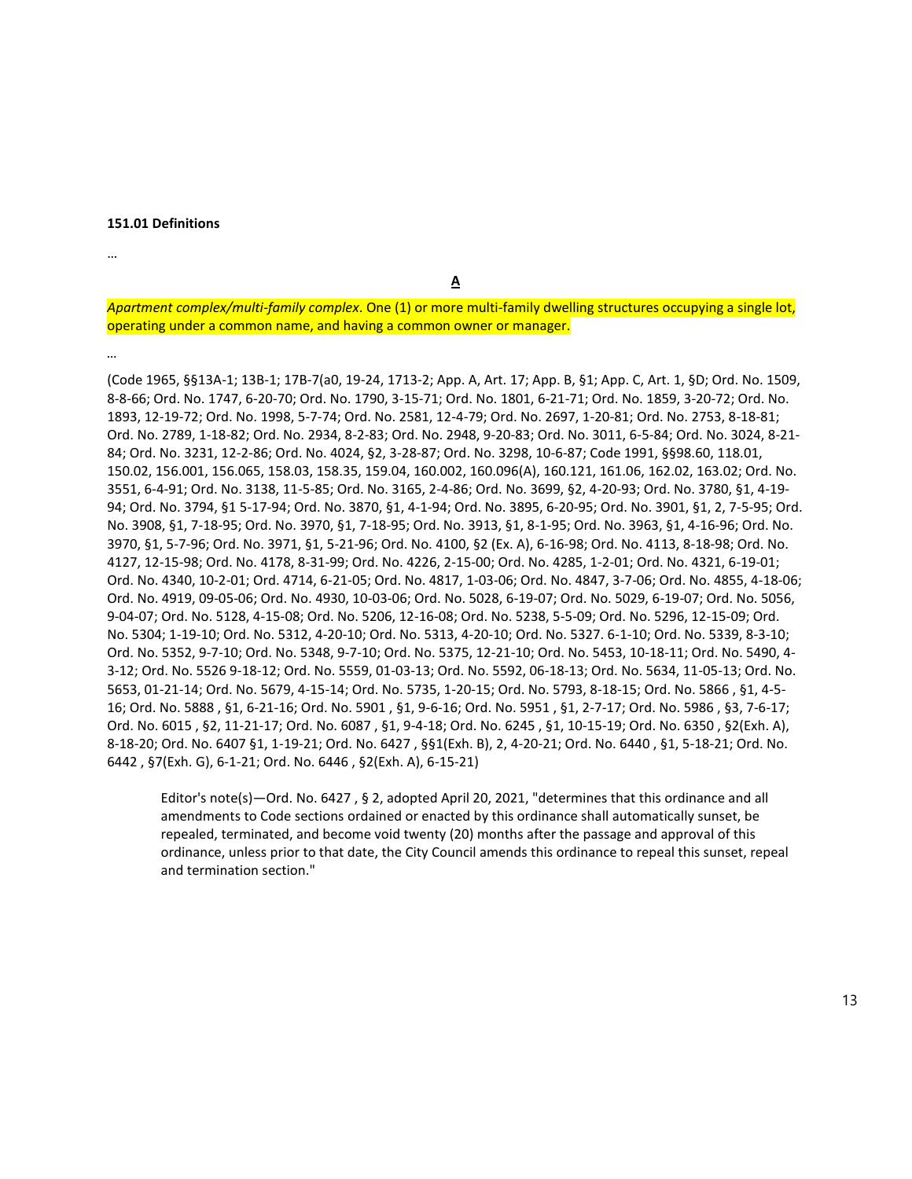**151.01 Definitions**

…

**A**

*Apartment complex/multi-family complex*. One (1) or more multi-family dwelling structures occupying a single lot, operating under a common name, and having a common owner or manager.

…

(Code 1965, §§13A-1; 13B-1; 17B-7(a0, 19-24, 1713-2; App. A, Art. 17; App. B, §1; App. C, Art. 1, §D; Ord. No. 1509, 8-8-66; Ord. No. 1747, 6-20-70; Ord. No. 1790, 3-15-71; Ord. No. 1801, 6-21-71; Ord. No. 1859, 3-20-72; Ord. No. 1893, 12-19-72; Ord. No. 1998, 5-7-74; Ord. No. 2581, 12-4-79; Ord. No. 2697, 1-20-81; Ord. No. 2753, 8-18-81; Ord. No. 2789, 1-18-82; Ord. No. 2934, 8-2-83; Ord. No. 2948, 9-20-83; Ord. No. 3011, 6-5-84; Ord. No. 3024, 8-21-84; Ord. No. 3231, 12-2-86; Ord. No. 4024, §2, 3-28-87; Ord. No. 3298, 10-6-87; Code 1991, §§98.60, 118.01, 150.02, 156.001, 156.065, 158.03, 158.35, 159.04, 160.002, 160.096(A), 160.121, 161.06, 162.02, 163.02; Ord. No. 3551, 6-4-91; Ord. No. 3138, 11-5-85; Ord. No. 3165, 2-4-86; Ord. No. 3699, §2, 4-20-93; Ord. No. 3780, §1, 4-19-94; Ord. No. 3794, §1 5-17-94; Ord. No. 3870, §1, 4-1-94; Ord. No. 3895, 6-20-95; Ord. No. 3901, §1, 2, 7-5-95; Ord. No. 3908, §1, 7-18-95; Ord. No. 3970, §1, 7-18-95; Ord. No. 3913, §1, 8-1-95; Ord. No. 3963, §1, 4-16-96; Ord. No. 3970, §1, 5-7-96; Ord. No. 3971, §1, 5-21-96; Ord. No. 4100, §2 (Ex. A), 6-16-98; Ord. No. 4113, 8-18-98; Ord. No. 4127, 12-15-98; Ord. No. 4178, 8-31-99; Ord. No. 4226, 2-15-00; Ord. No. 4285, 1-2-01; Ord. No. 4321, 6-19-01; Ord. No. 4340, 10-2-01; Ord. 4714, 6-21-05; Ord. No. 4817, 1-03-06; Ord. No. 4847, 3-7-06; Ord. No. 4855, 4-18-06; Ord. No. 4919, 09-05-06; Ord. No. 4930, 10-03-06; Ord. No. 5028, 6-19-07; Ord. No. 5029, 6-19-07; Ord. No. 5056, 9-04-07; Ord. No. 5128, 4-15-08; Ord. No. 5206, 12-16-08; Ord. No. 5238, 5-5-09; Ord. No. 5296, 12-15-09; Ord. No. 5304; 1-19-10; Ord. No. 5312, 4-20-10; Ord. No. 5313, 4-20-10; Ord. No. 5327. 6-1-10; Ord. No. 5339, 8-3-10; Ord. No. 5352, 9-7-10; Ord. No. 5348, 9-7-10; Ord. No. 5375, 12-21-10; Ord. No. 5453, 10-18-11; Ord. No. 5490, 4-3-12; Ord. No. 5526 9-18-12; Ord. No. 5559, 01-03-13; Ord. No. 5592, 06-18-13; Ord. No. 5634, 11-05-13; Ord. No. 5653, 01-21-14; Ord. No. 5679, 4-15-14; Ord. No. 5735, 1-20-15; Ord. No. 5793, 8-18-15; Ord. No. 5866 , §1, 4-5-16; Ord. No. 5888 , §1, 6-21-16; Ord. No. 5901 , §1, 9-6-16; Ord. No. 5951 , §1, 2-7-17; Ord. No. 5986 , §3, 7-6-17; Ord. No. 6015 , §2, 11-21-17; Ord. No. 6087 , §1, 9-4-18; Ord. No. 6245 , §1, 10-15-19; Ord. No. 6350 , §2(Exh. A), 8-18-20; Ord. No. 6407 §1, 1-19-21; Ord. No. 6427 , §§1(Exh. B), 2, 4-20-21; Ord. No. 6440 , §1, 5-18-21; Ord. No. 6442 , §7(Exh. G), 6-1-21; Ord. No. 6446 , §2(Exh. A), 6-15-21)

> Editor's note(s)—Ord. No. 6427 , § 2, adopted April 20, 2021, "determines that this ordinance and all amendments to Code sections ordained or enacted by this ordinance shall automatically sunset, be repealed, terminated, and become void twenty (20) months after the passage and approval of this ordinance, unless prior to that date, the City Council amends this ordinance to repeal this sunset, repeal and termination section."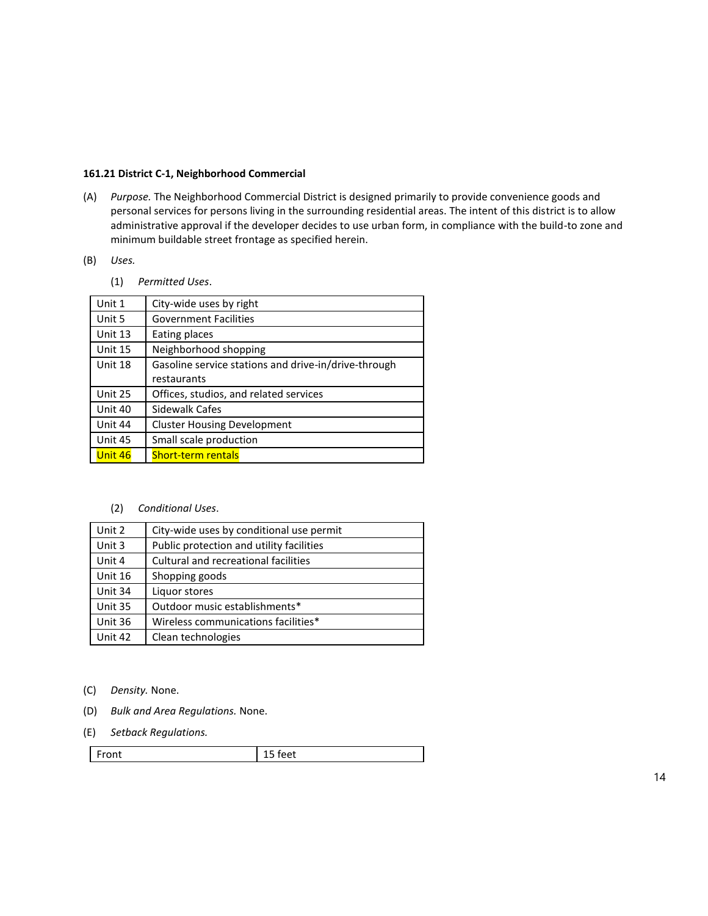**161.21 District C-1, Neighborhood Commercial**

(A) *Purpose.* The Neighborhood Commercial District is designed primarily to provide convenience goods and personal services for persons living in the surrounding residential areas. The intent of this district is to allow administrative approval if the developer decides to use urban form, in compliance with the build-to zone and minimum buildable street frontage as specified herein.

(B) *Uses.*

(1) *Permitted Uses*.

| | |
|---|---|
| Unit 1 | City-wide uses by right |
| Unit 5 | Government Facilities |
| Unit 13 | Eating places |
| Unit 15 | Neighborhood shopping |
| Unit 18 | Gasoline service stations and drive-in/drive-through restaurants |
| Unit 25 | Offices, studios, and related services |
| Unit 40 | Sidewalk Cafes |
| Unit 44 | Cluster Housing Development |
| Unit 45 | Small scale production |
| Unit 46 | Short-term rentals |

(2) *Conditional Uses*.

| | |
|---|---|
| Unit 2 | City-wide uses by conditional use permit |
| Unit 3 | Public protection and utility facilities |
| Unit 4 | Cultural and recreational facilities |
| Unit 16 | Shopping goods |
| Unit 34 | Liquor stores |
| Unit 35 | Outdoor music establishments* |
| Unit 36 | Wireless communications facilities* |
| Unit 42 | Clean technologies |

(C) *Density.* None.

(D) *Bulk and Area Regulations.* None.

(E) *Setback Regulations.*

| | |
|---|---|
| Front | 15 feet |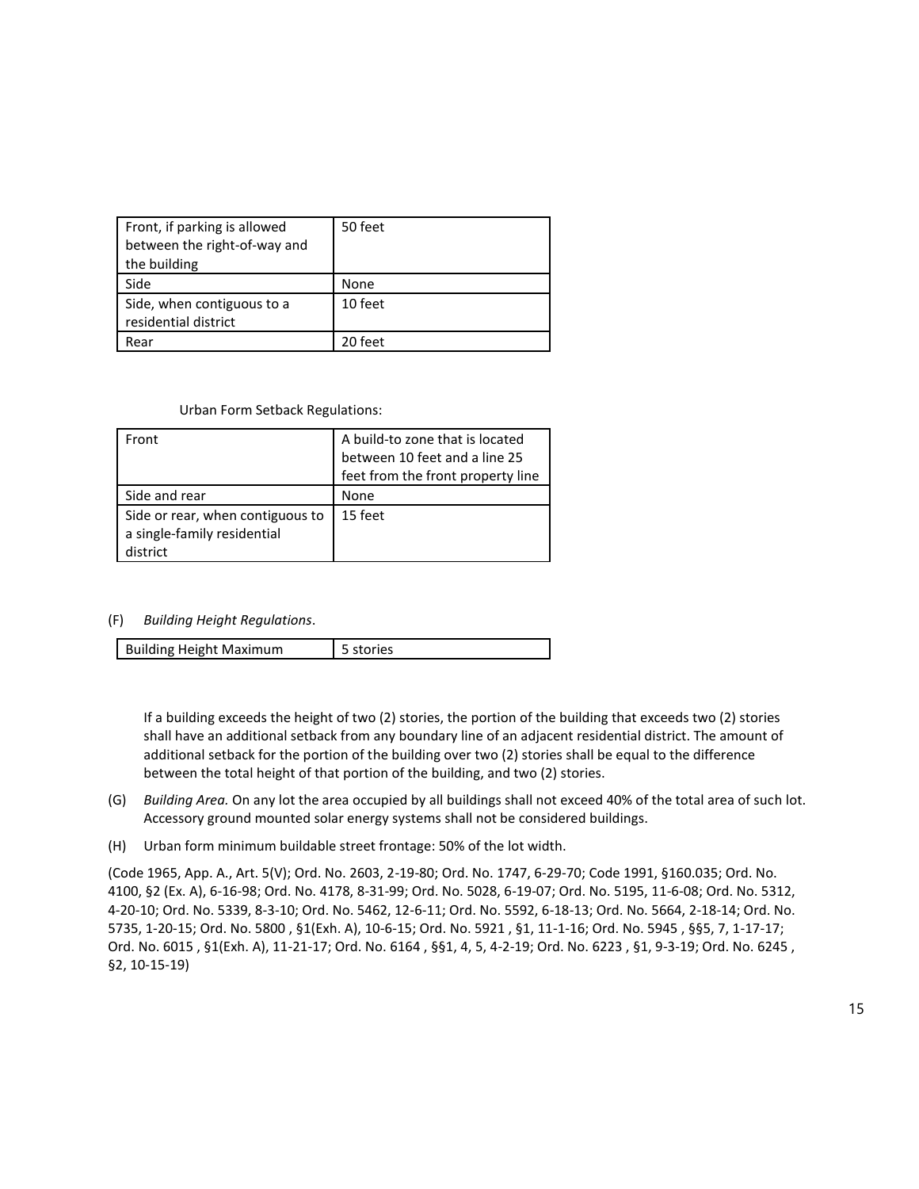| Front, if parking is allowed between the right-of-way and the building | 50 feet |
|---|---|
| Side | None |
| Side, when contiguous to a residential district | 10 feet |
| Rear | 20 feet |

Urban Form Setback Regulations:

| Front | A build-to zone that is located between 10 feet and a line 25 feet from the front property line |
|---|---|
| Side and rear | None |
| Side or rear, when contiguous to a single-family residential district | 15 feet |

(F) *Building Height Regulations*.

| Building Height Maximum | 5 stories |
|---|---|

If a building exceeds the height of two (2) stories, the portion of the building that exceeds two (2) stories shall have an additional setback from any boundary line of an adjacent residential district. The amount of additional setback for the portion of the building over two (2) stories shall be equal to the difference between the total height of that portion of the building, and two (2) stories.

(G) *Building Area.* On any lot the area occupied by all buildings shall not exceed 40% of the total area of such lot. Accessory ground mounted solar energy systems shall not be considered buildings.

(H) Urban form minimum buildable street frontage: 50% of the lot width.

(Code 1965, App. A., Art. 5(V); Ord. No. 2603, 2-19-80; Ord. No. 1747, 6-29-70; Code 1991, §160.035; Ord. No. 4100, §2 (Ex. A), 6-16-98; Ord. No. 4178, 8-31-99; Ord. No. 5028, 6-19-07; Ord. No. 5195, 11-6-08; Ord. No. 5312, 4-20-10; Ord. No. 5339, 8-3-10; Ord. No. 5462, 12-6-11; Ord. No. 5592, 6-18-13; Ord. No. 5664, 2-18-14; Ord. No. 5735, 1-20-15; Ord. No. 5800 , §1(Exh. A), 10-6-15; Ord. No. 5921 , §1, 11-1-16; Ord. No. 5945 , §§5, 7, 1-17-17; Ord. No. 6015 , §1(Exh. A), 11-21-17; Ord. No. 6164 , §§1, 4, 5, 4-2-19; Ord. No. 6223 , §1, 9-3-19; Ord. No. 6245 , §2, 10-15-19)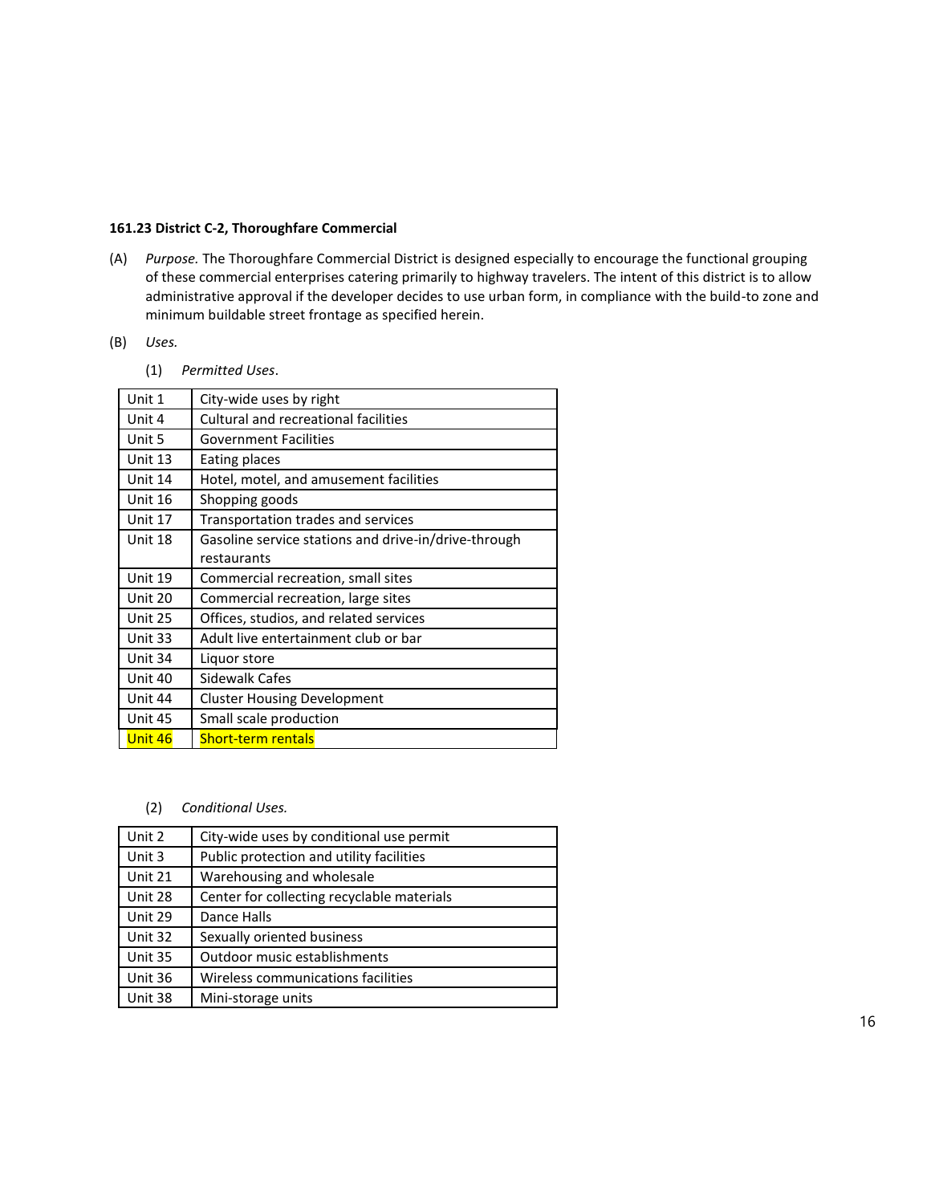**161.23 District C-2, Thoroughfare Commercial**

(A) *Purpose.* The Thoroughfare Commercial District is designed especially to encourage the functional grouping of these commercial enterprises catering primarily to highway travelers. The intent of this district is to allow administrative approval if the developer decides to use urban form, in compliance with the build-to zone and minimum buildable street frontage as specified herein.

(B) *Uses.*

(1) *Permitted Uses*.

| | |
|---|---|
| Unit 1 | City-wide uses by right |
| Unit 4 | Cultural and recreational facilities |
| Unit 5 | Government Facilities |
| Unit 13 | Eating places |
| Unit 14 | Hotel, motel, and amusement facilities |
| Unit 16 | Shopping goods |
| Unit 17 | Transportation trades and services |
| Unit 18 | Gasoline service stations and drive-in/drive-through restaurants |
| Unit 19 | Commercial recreation, small sites |
| Unit 20 | Commercial recreation, large sites |
| Unit 25 | Offices, studios, and related services |
| Unit 33 | Adult live entertainment club or bar |
| Unit 34 | Liquor store |
| Unit 40 | Sidewalk Cafes |
| Unit 44 | Cluster Housing Development |
| Unit 45 | Small scale production |
| Unit 46 | Short-term rentals |

(2) *Conditional Uses.*

| | |
|---|---|
| Unit 2 | City-wide uses by conditional use permit |
| Unit 3 | Public protection and utility facilities |
| Unit 21 | Warehousing and wholesale |
| Unit 28 | Center for collecting recyclable materials |
| Unit 29 | Dance Halls |
| Unit 32 | Sexually oriented business |
| Unit 35 | Outdoor music establishments |
| Unit 36 | Wireless communications facilities |
| Unit 38 | Mini-storage units |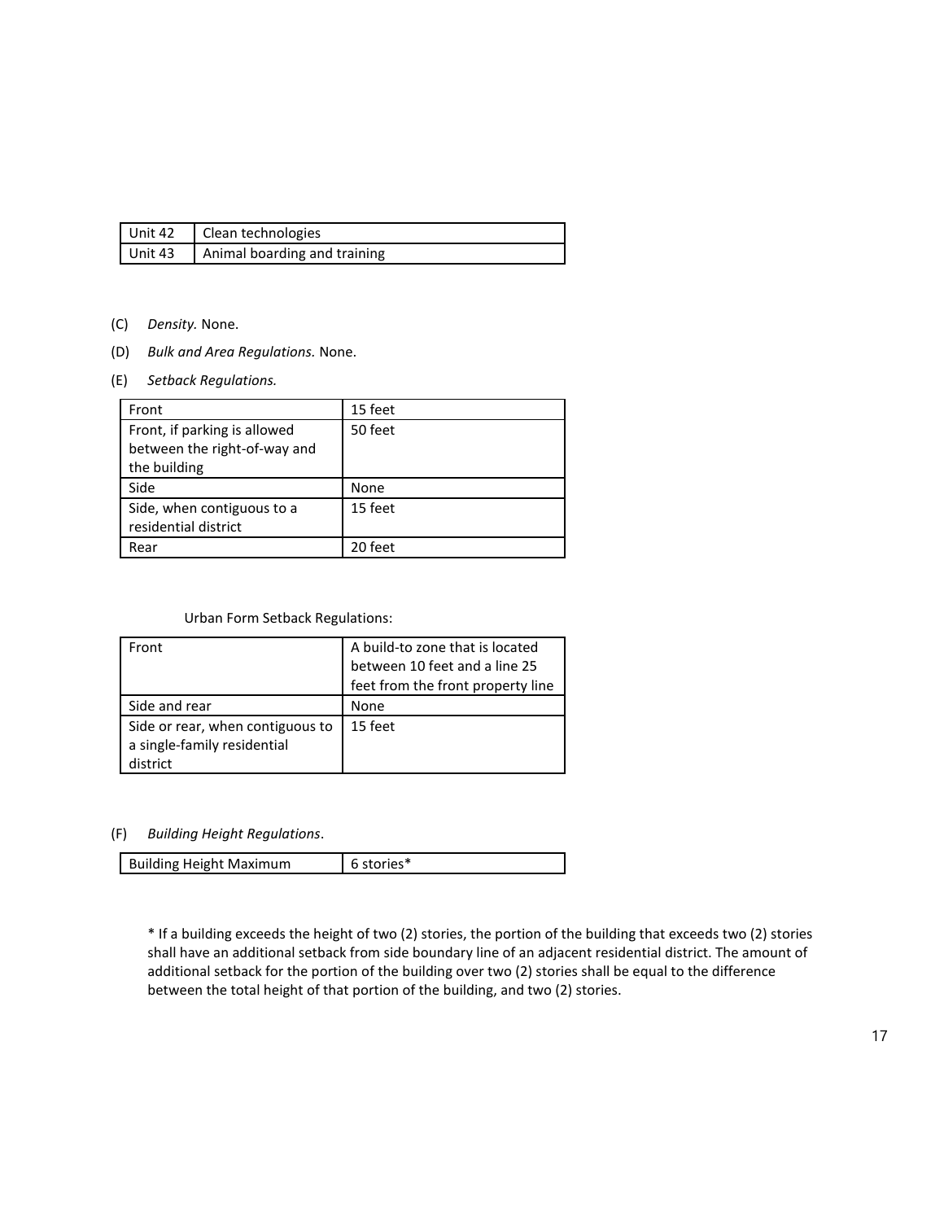| Unit 42 | Clean technologies |
|---|---|
| Unit 43 | Animal boarding and training |

(C) *Density.* None.

(D) *Bulk and Area Regulations.* None.

(E) *Setback Regulations.*

| Front | 15 feet |
|---|---|
| Front, if parking is allowed between the right-of-way and the building | 50 feet |
| Side | None |
| Side, when contiguous to a residential district | 15 feet |
| Rear | 20 feet |

Urban Form Setback Regulations:

| Front | A build-to zone that is located between 10 feet and a line 25 feet from the front property line |
|---|---|
| Side and rear | None |
| Side or rear, when contiguous to a single-family residential district | 15 feet |

(F) *Building Height Regulations*.

| Building Height Maximum | 6 stories* |
|---|---|

* If a building exceeds the height of two (2) stories, the portion of the building that exceeds two (2) stories shall have an additional setback from side boundary line of an adjacent residential district. The amount of additional setback for the portion of the building over two (2) stories shall be equal to the difference between the total height of that portion of the building, and two (2) stories.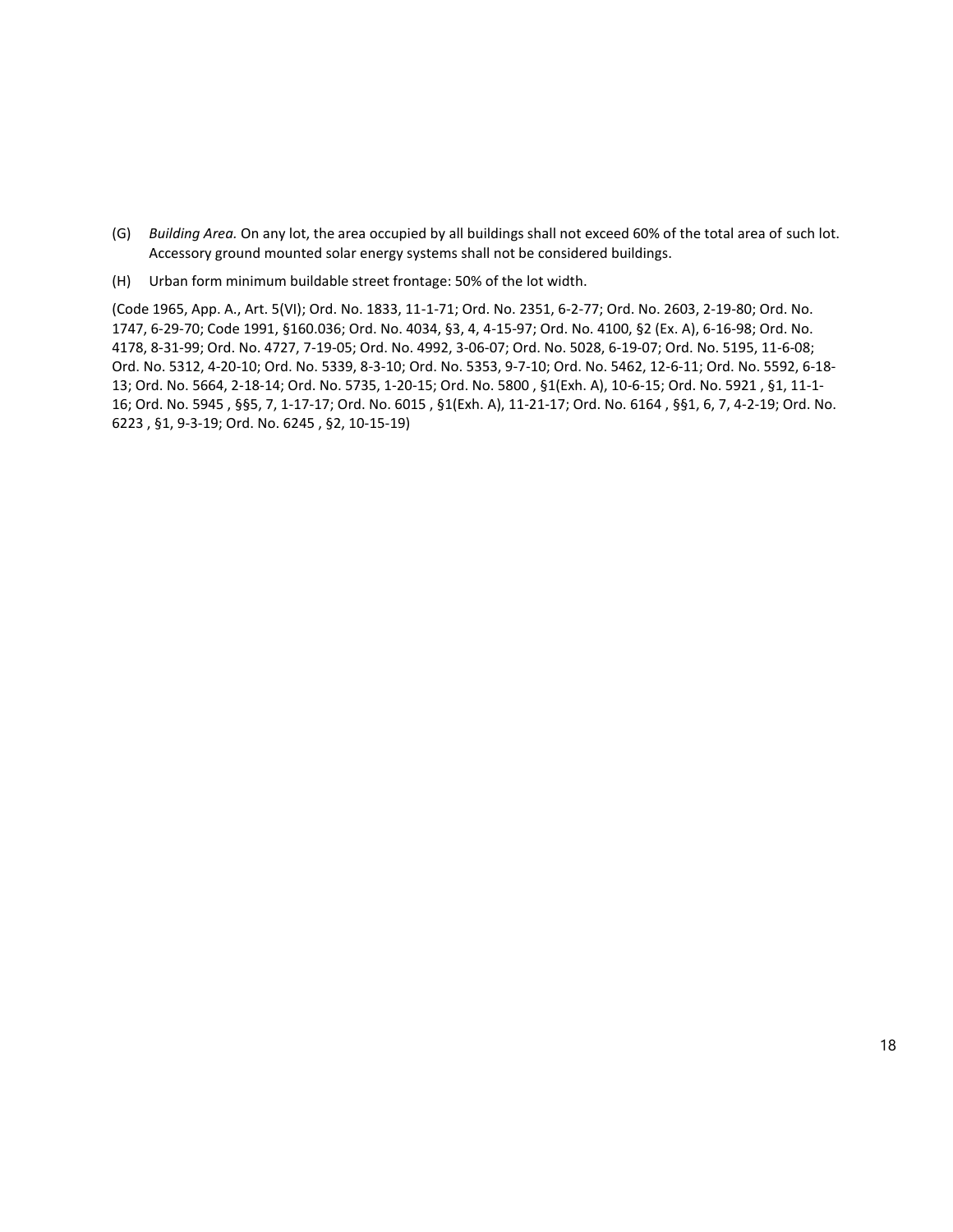(G) *Building Area.* On any lot, the area occupied by all buildings shall not exceed 60% of the total area of such lot. Accessory ground mounted solar energy systems shall not be considered buildings.

(H) Urban form minimum buildable street frontage: 50% of the lot width.

(Code 1965, App. A., Art. 5(VI); Ord. No. 1833, 11-1-71; Ord. No. 2351, 6-2-77; Ord. No. 2603, 2-19-80; Ord. No. 1747, 6-29-70; Code 1991, §160.036; Ord. No. 4034, §3, 4, 4-15-97; Ord. No. 4100, §2 (Ex. A), 6-16-98; Ord. No. 4178, 8-31-99; Ord. No. 4727, 7-19-05; Ord. No. 4992, 3-06-07; Ord. No. 5028, 6-19-07; Ord. No. 5195, 11-6-08; Ord. No. 5312, 4-20-10; Ord. No. 5339, 8-3-10; Ord. No. 5353, 9-7-10; Ord. No. 5462, 12-6-11; Ord. No. 5592, 6-18-13; Ord. No. 5664, 2-18-14; Ord. No. 5735, 1-20-15; Ord. No. 5800 , §1(Exh. A), 10-6-15; Ord. No. 5921 , §1, 11-1-16; Ord. No. 5945 , §§5, 7, 1-17-17; Ord. No. 6015 , §1(Exh. A), 11-21-17; Ord. No. 6164 , §§1, 6, 7, 4-2-19; Ord. No. 6223 , §1, 9-3-19; Ord. No. 6245 , §2, 10-15-19)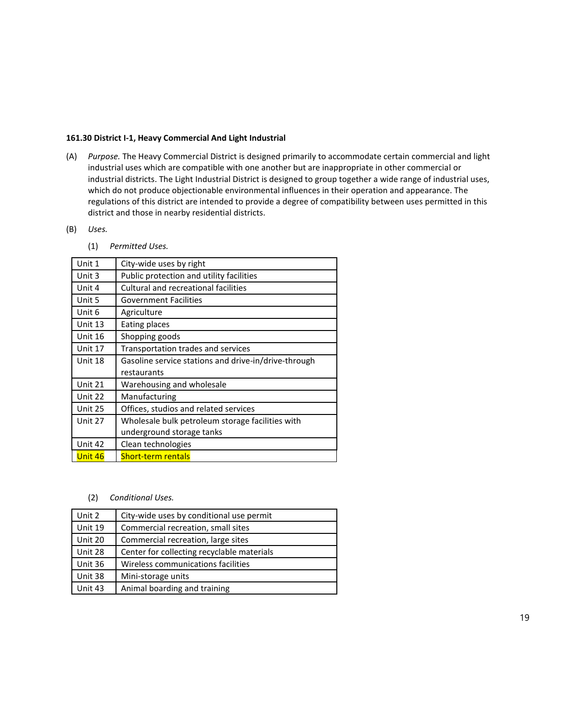**161.30 District I-1, Heavy Commercial And Light Industrial**

(A) *Purpose.* The Heavy Commercial District is designed primarily to accommodate certain commercial and light industrial uses which are compatible with one another but are inappropriate in other commercial or industrial districts. The Light Industrial District is designed to group together a wide range of industrial uses, which do not produce objectionable environmental influences in their operation and appearance. The regulations of this district are intended to provide a degree of compatibility between uses permitted in this district and those in nearby residential districts.

(B) *Uses.*

(1) *Permitted Uses.*

| | |
|---|---|
| Unit 1 | City-wide uses by right |
| Unit 3 | Public protection and utility facilities |
| Unit 4 | Cultural and recreational facilities |
| Unit 5 | Government Facilities |
| Unit 6 | Agriculture |
| Unit 13 | Eating places |
| Unit 16 | Shopping goods |
| Unit 17 | Transportation trades and services |
| Unit 18 | Gasoline service stations and drive-in/drive-through restaurants |
| Unit 21 | Warehousing and wholesale |
| Unit 22 | Manufacturing |
| Unit 25 | Offices, studios and related services |
| Unit 27 | Wholesale bulk petroleum storage facilities with underground storage tanks |
| Unit 42 | Clean technologies |
| Unit 46 | Short-term rentals |

(2) *Conditional Uses.*

| | |
|---|---|
| Unit 2 | City-wide uses by conditional use permit |
| Unit 19 | Commercial recreation, small sites |
| Unit 20 | Commercial recreation, large sites |
| Unit 28 | Center for collecting recyclable materials |
| Unit 36 | Wireless communications facilities |
| Unit 38 | Mini-storage units |
| Unit 43 | Animal boarding and training |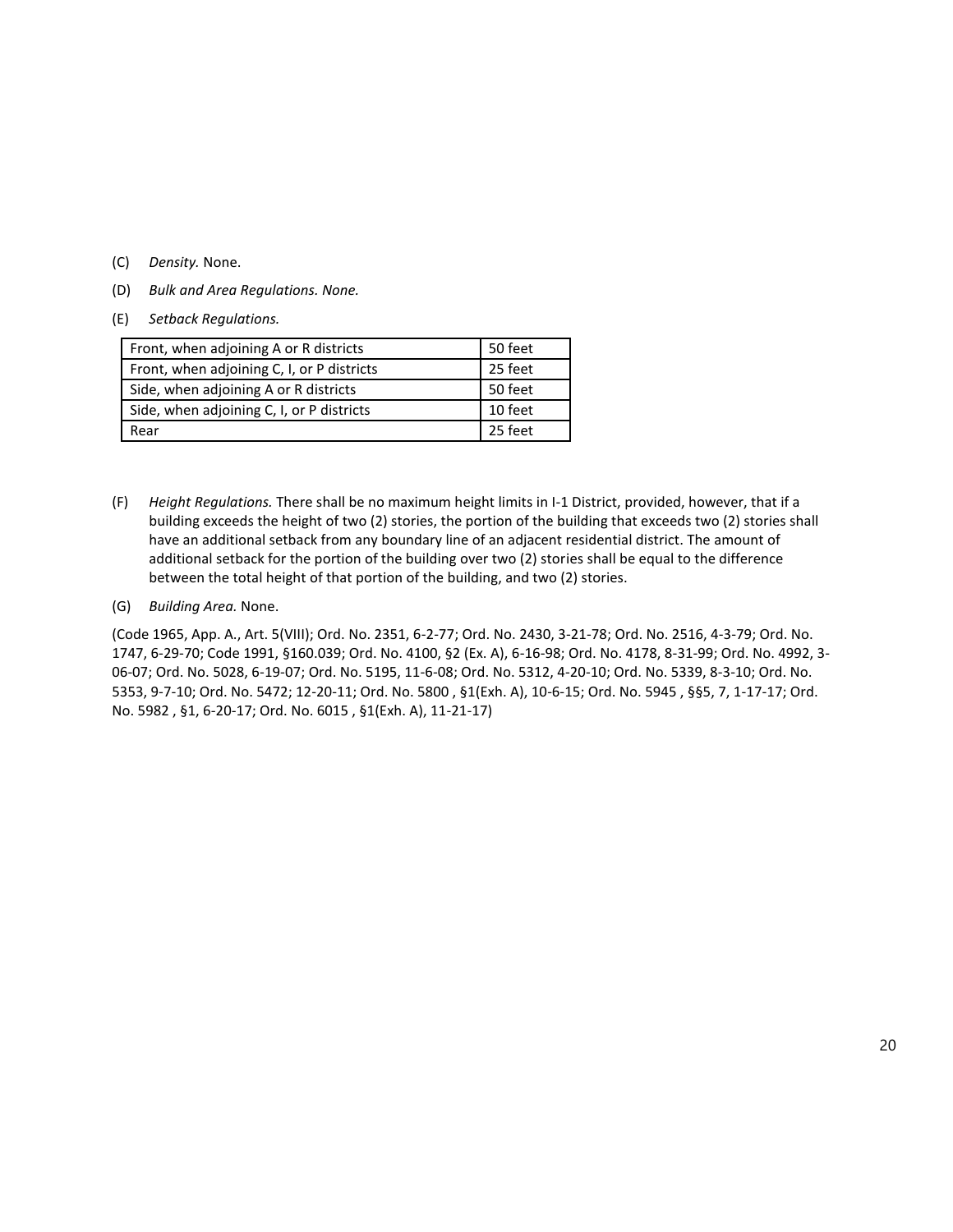(C) *Density.* None.

(D) *Bulk and Area Regulations. None.*

(E) *Setback Regulations.*

| | |
|---|---|
| Front, when adjoining A or R districts | 50 feet |
| Front, when adjoining C, I, or P districts | 25 feet |
| Side, when adjoining A or R districts | 50 feet |
| Side, when adjoining C, I, or P districts | 10 feet |
| Rear | 25 feet |

(F) *Height Regulations.* There shall be no maximum height limits in I-1 District, provided, however, that if a building exceeds the height of two (2) stories, the portion of the building that exceeds two (2) stories shall have an additional setback from any boundary line of an adjacent residential district. The amount of additional setback for the portion of the building over two (2) stories shall be equal to the difference between the total height of that portion of the building, and two (2) stories.

(G) *Building Area.* None.

(Code 1965, App. A., Art. 5(VIII); Ord. No. 2351, 6-2-77; Ord. No. 2430, 3-21-78; Ord. No. 2516, 4-3-79; Ord. No. 1747, 6-29-70; Code 1991, §160.039; Ord. No. 4100, §2 (Ex. A), 6-16-98; Ord. No. 4178, 8-31-99; Ord. No. 4992, 3-06-07; Ord. No. 5028, 6-19-07; Ord. No. 5195, 11-6-08; Ord. No. 5312, 4-20-10; Ord. No. 5339, 8-3-10; Ord. No. 5353, 9-7-10; Ord. No. 5472; 12-20-11; Ord. No. 5800 , §1(Exh. A), 10-6-15; Ord. No. 5945 , §§5, 7, 1-17-17; Ord. No. 5982 , §1, 6-20-17; Ord. No. 6015 , §1(Exh. A), 11-21-17)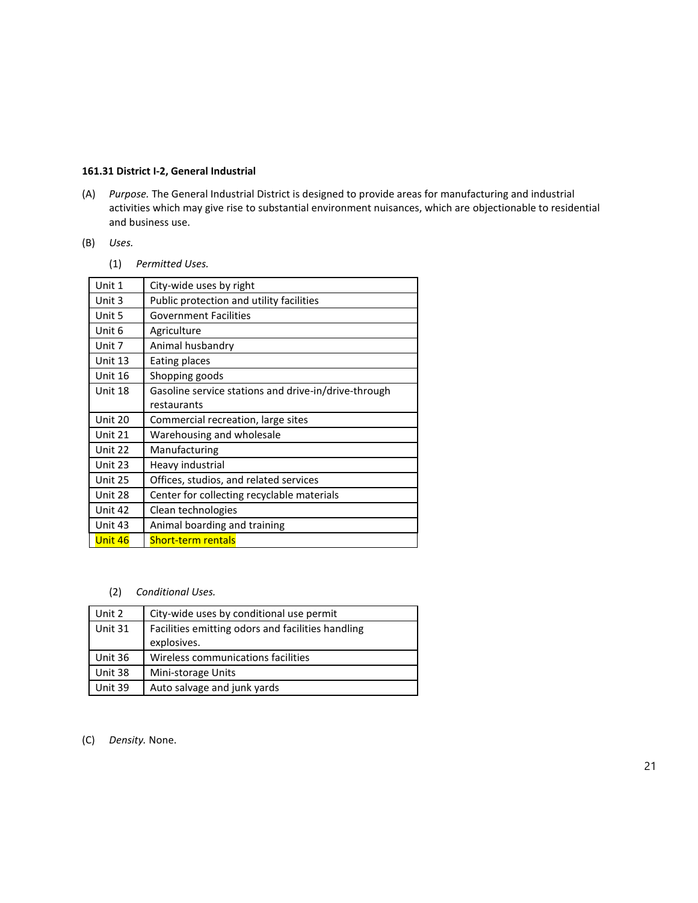**161.31 District I-2, General Industrial**

(A) *Purpose.* The General Industrial District is designed to provide areas for manufacturing and industrial activities which may give rise to substantial environment nuisances, which are objectionable to residential and business use.

(B) *Uses.*

(1) *Permitted Uses.*

| | |
|---|---|
| Unit 1 | City-wide uses by right |
| Unit 3 | Public protection and utility facilities |
| Unit 5 | Government Facilities |
| Unit 6 | Agriculture |
| Unit 7 | Animal husbandry |
| Unit 13 | Eating places |
| Unit 16 | Shopping goods |
| Unit 18 | Gasoline service stations and drive-in/drive-through restaurants |
| Unit 20 | Commercial recreation, large sites |
| Unit 21 | Warehousing and wholesale |
| Unit 22 | Manufacturing |
| Unit 23 | Heavy industrial |
| Unit 25 | Offices, studios, and related services |
| Unit 28 | Center for collecting recyclable materials |
| Unit 42 | Clean technologies |
| Unit 43 | Animal boarding and training |
| Unit 46 | Short-term rentals |

(2) *Conditional Uses.*

| | |
|---|---|
| Unit 2 | City-wide uses by conditional use permit |
| Unit 31 | Facilities emitting odors and facilities handling explosives. |
| Unit 36 | Wireless communications facilities |
| Unit 38 | Mini-storage Units |
| Unit 39 | Auto salvage and junk yards |

(C) *Density.* None.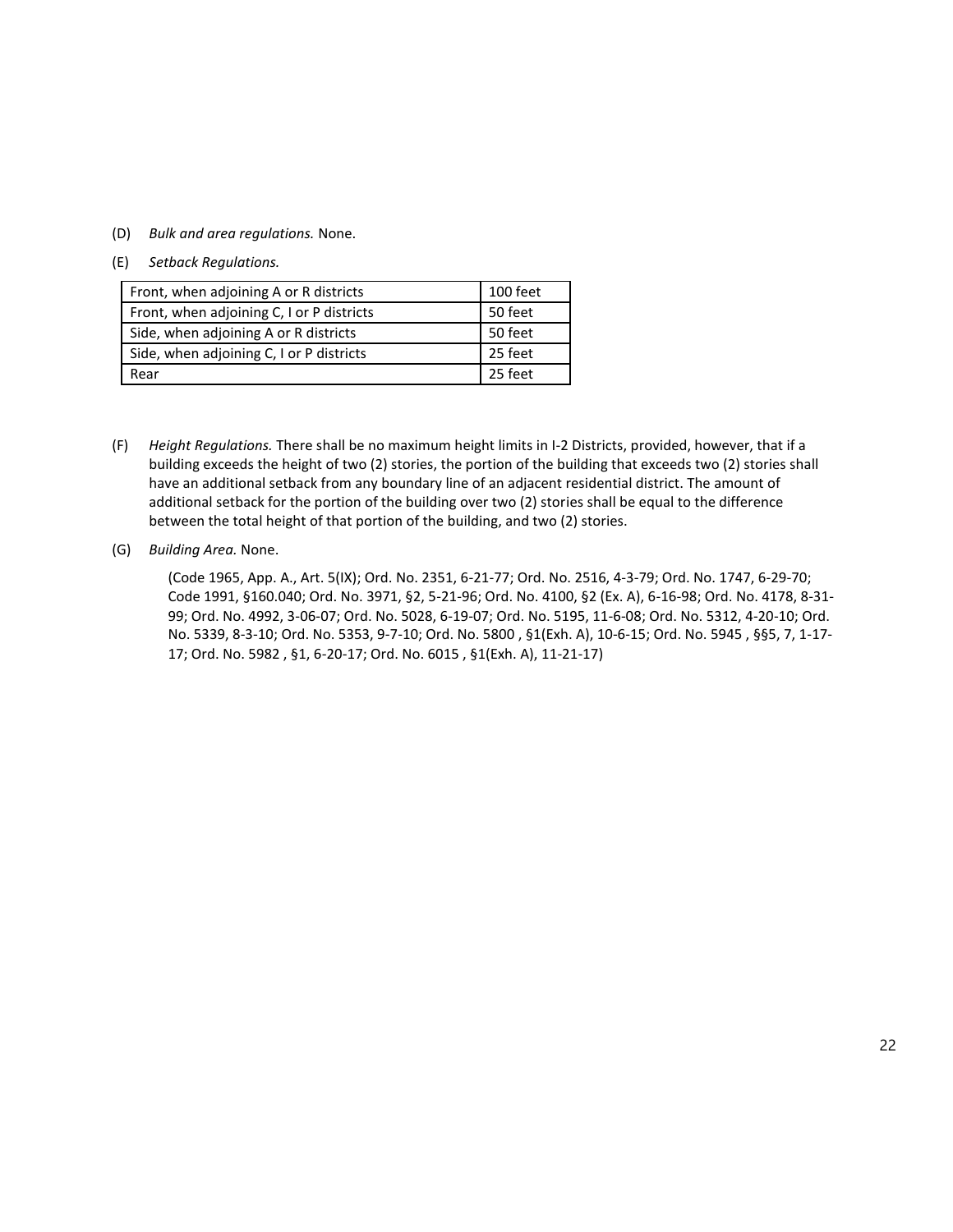(D) *Bulk and area regulations.* None.

(E) *Setback Regulations.*

| | |
|---|---|
| Front, when adjoining A or R districts | 100 feet |
| Front, when adjoining C, I or P districts | 50 feet |
| Side, when adjoining A or R districts | 50 feet |
| Side, when adjoining C, I or P districts | 25 feet |
| Rear | 25 feet |

(F) *Height Regulations.* There shall be no maximum height limits in I-2 Districts, provided, however, that if a building exceeds the height of two (2) stories, the portion of the building that exceeds two (2) stories shall have an additional setback from any boundary line of an adjacent residential district. The amount of additional setback for the portion of the building over two (2) stories shall be equal to the difference between the total height of that portion of the building, and two (2) stories.

(G) *Building Area.* None.

(Code 1965, App. A., Art. 5(IX); Ord. No. 2351, 6-21-77; Ord. No. 2516, 4-3-79; Ord. No. 1747, 6-29-70; Code 1991, §160.040; Ord. No. 3971, §2, 5-21-96; Ord. No. 4100, §2 (Ex. A), 6-16-98; Ord. No. 4178, 8-31-99; Ord. No. 4992, 3-06-07; Ord. No. 5028, 6-19-07; Ord. No. 5195, 11-6-08; Ord. No. 5312, 4-20-10; Ord. No. 5339, 8-3-10; Ord. No. 5353, 9-7-10; Ord. No. 5800 , §1(Exh. A), 10-6-15; Ord. No. 5945 , §§5, 7, 1-17-17; Ord. No. 5982 , §1, 6-20-17; Ord. No. 6015 , §1(Exh. A), 11-21-17)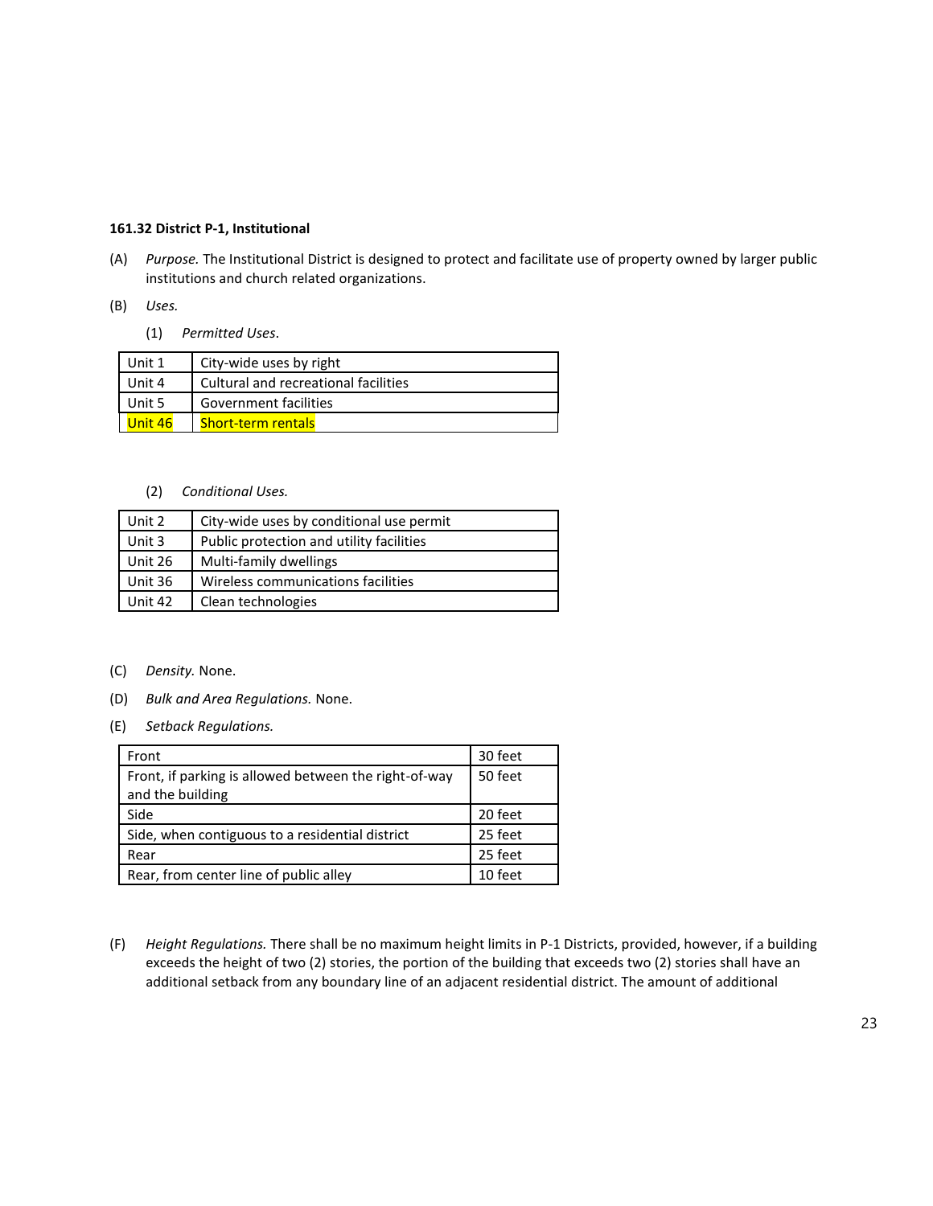**161.32 District P-1, Institutional**

(A) *Purpose.* The Institutional District is designed to protect and facilitate use of property owned by larger public institutions and church related organizations.

(B) *Uses.*

(1) *Permitted Uses*.

| Unit 1 | City-wide uses by right |
|---|---|
| Unit 4 | Cultural and recreational facilities |
| Unit 5 | Government facilities |
| Unit 46 | Short-term rentals |

(2) *Conditional Uses.*

| Unit 2 | City-wide uses by conditional use permit |
|---|---|
| Unit 3 | Public protection and utility facilities |
| Unit 26 | Multi-family dwellings |
| Unit 36 | Wireless communications facilities |
| Unit 42 | Clean technologies |

(C) *Density.* None.

(D) *Bulk and Area Regulations.* None.

(E) *Setback Regulations.*

| Front | 30 feet |
|---|---|
| Front, if parking is allowed between the right-of-way and the building | 50 feet |
| Side | 20 feet |
| Side, when contiguous to a residential district | 25 feet |
| Rear | 25 feet |
| Rear, from center line of public alley | 10 feet |

(F) *Height Regulations.* There shall be no maximum height limits in P-1 Districts, provided, however, if a building exceeds the height of two (2) stories, the portion of the building that exceeds two (2) stories shall have an additional setback from any boundary line of an adjacent residential district. The amount of additional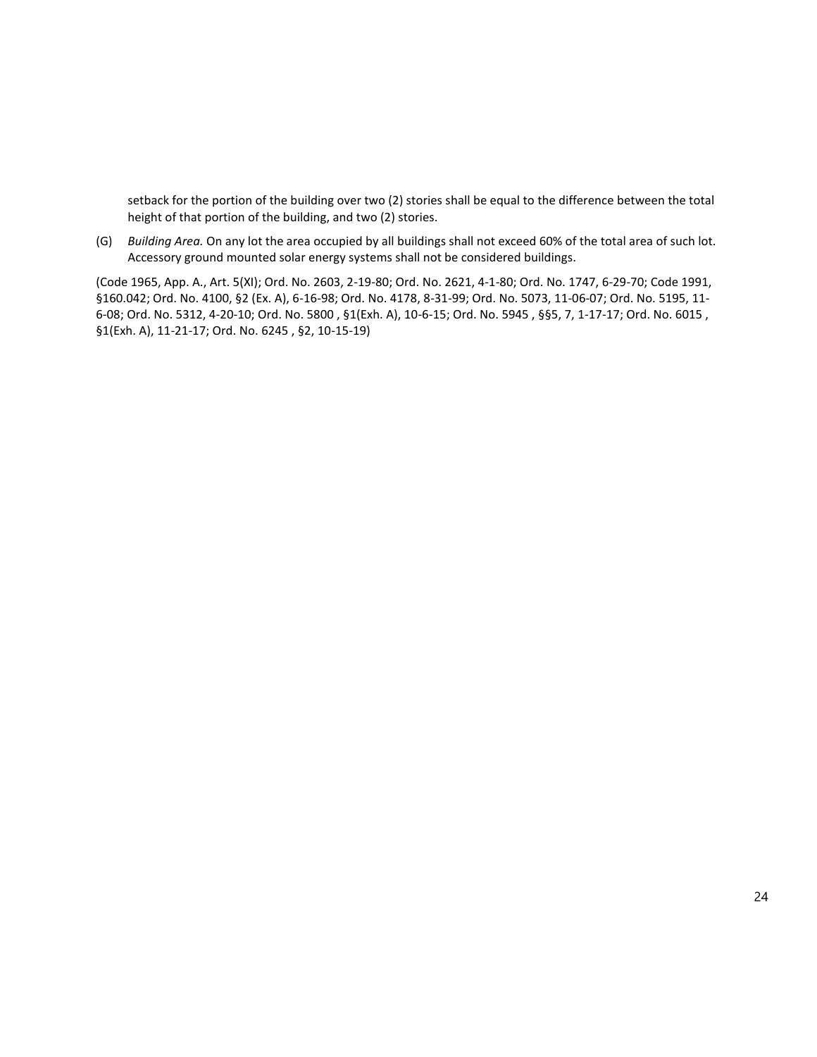setback for the portion of the building over two (2) stories shall be equal to the difference between the total height of that portion of the building, and two (2) stories.

(G) *Building Area.* On any lot the area occupied by all buildings shall not exceed 60% of the total area of such lot. Accessory ground mounted solar energy systems shall not be considered buildings.

(Code 1965, App. A., Art. 5(XI); Ord. No. 2603, 2-19-80; Ord. No. 2621, 4-1-80; Ord. No. 1747, 6-29-70; Code 1991, §160.042; Ord. No. 4100, §2 (Ex. A), 6-16-98; Ord. No. 4178, 8-31-99; Ord. No. 5073, 11-06-07; Ord. No. 5195, 11-6-08; Ord. No. 5312, 4-20-10; Ord. No. 5800 , §1(Exh. A), 10-6-15; Ord. No. 5945 , §§5, 7, 1-17-17; Ord. No. 6015 , §1(Exh. A), 11-21-17; Ord. No. 6245 , §2, 10-15-19)